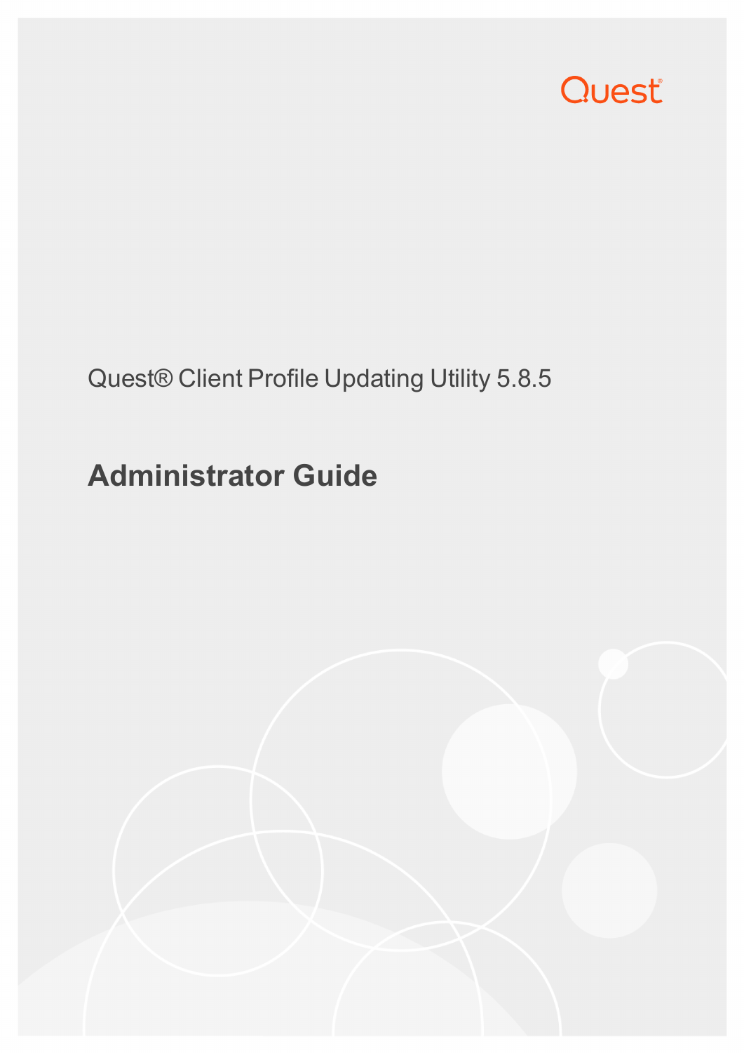Quest

Quest® Client Profile Updating Utility 5.8.5

# Administrator Guide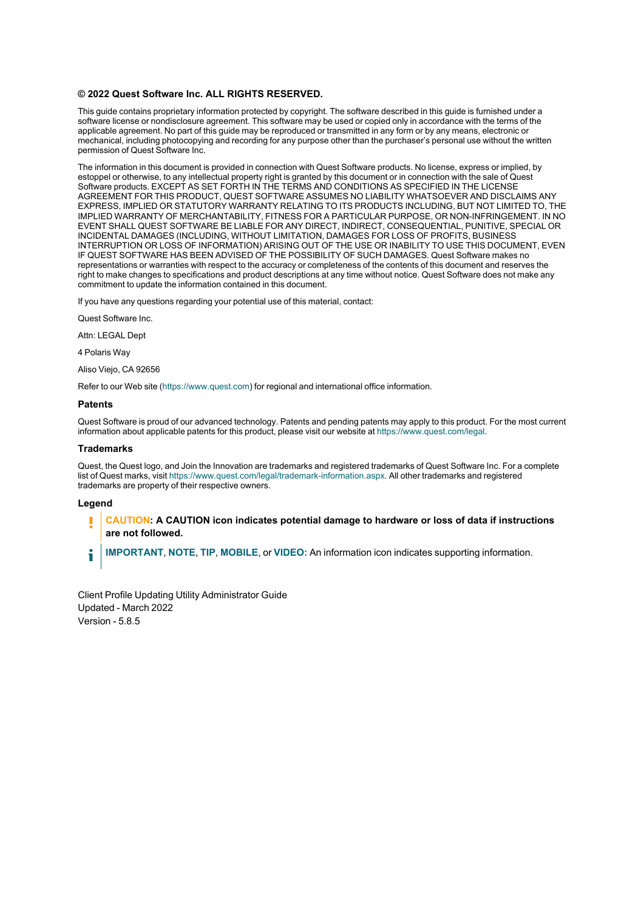**© 2022 Quest Software Inc. ALL RIGHTS RESERVED.**

This guide contains proprietary information protected by copyright. The software described in this guide is furnished under a software license or nondisclosure agreement. This software may be used or copied only in accordance with the terms of the applicable agreement. No part of this guide may be reproduced or transmitted in any form or by any means, electronic or mechanical, including photocopying and recording for any purpose other than the purchaser's personal use without the written permission of Quest Software Inc.

The information in this document is provided in connection with Quest Software products. No license, express or implied, by estoppel or otherwise, to any intellectual property right is granted by this document or in connection with the sale of Quest Software products. EXCEPT AS SET FORTH IN THE TERMS AND CONDITIONS AS SPECIFIED IN THE LICENSE AGREEMENT FOR THIS PRODUCT, QUEST SOFTWARE ASSUMES NO LIABILITY WHATSOEVER AND DISCLAIMS ANY EXPRESS, IMPLIED OR STATUTORY WARRANTY RELATING TO ITS PRODUCTS INCLUDING, BUT NOT LIMITED TO, THE IMPLIED WARRANTY OF MERCHANTABILITY, FITNESS FOR A PARTICULAR PURPOSE, OR NON-INFRINGEMENT. IN NO EVENT SHALL QUEST SOFTWARE BE LIABLE FOR ANY DIRECT, INDIRECT, CONSEQUENTIAL, PUNITIVE, SPECIAL OR INCIDENTAL DAMAGES (INCLUDING, WITHOUT LIMITATION, DAMAGES FOR LOSS OF PROFITS, BUSINESS INTERRUPTION OR LOSS OF INFORMATION) ARISING OUT OF THE USE OR INABILITY TO USE THIS DOCUMENT, EVEN IF QUEST SOFTWARE HAS BEEN ADVISED OF THE POSSIBILITY OF SUCH DAMAGES. Quest Software makes no representations or warranties with respect to the accuracy or completeness of the contents of this document and reserves the right to make changes to specifications and product descriptions at any time without notice. Quest Software does not make any commitment to update the information contained in this document.

If you have any questions regarding your potential use of this material, contact:

Quest Software Inc.

Attn: LEGAL Dept

4 Polaris Way

Aliso Viejo, CA 92656

Refer to our Web site (https://www.quest.com) for regional and international office information.

### Patents

Quest Software is proud of our advanced technology. Patents and pending patents may apply to this product. For the most current information about applicable patents for this product, please visit our website at https://www.quest.com/legal.

### Trademarks

Quest, the Quest logo, and Join the Innovation are trademarks and registered trademarks of Quest Software Inc. For a complete list of Quest marks, visit https://www.quest.com/legal/trademark-information.aspx. All other trademarks and registered trademarks are property of their respective owners.

### Legend

**CAUTION: A CAUTION icon indicates potential damage to hardware or loss of data if instructions are not followed.**

**IMPORTANT**, **NOTE**, **TIP**, **MOBILE**, or **VIDEO:** An information icon indicates supporting information.

Client Profile Updating Utility Administrator Guide
Updated - March 2022
Version - 5.8.5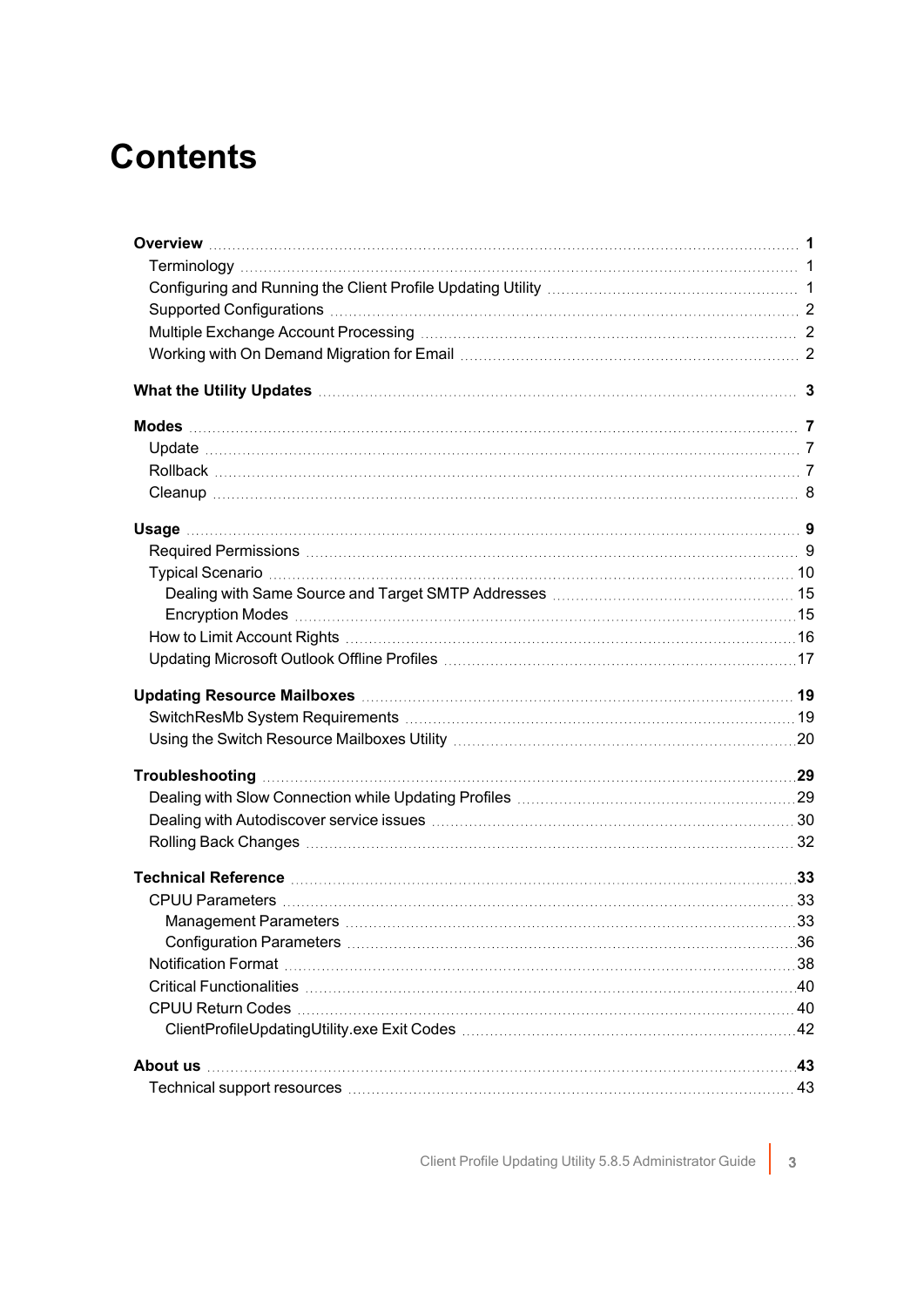# Contents

**Overview** ... **1**
- Terminology ... 1
- Configuring and Running the Client Profile Updating Utility ... 1
- Supported Configurations ... 2
- Multiple Exchange Account Processing ... 2
- Working with On Demand Migration for Email ... 2

**What the Utility Updates** ... **3**

**Modes** ... **7**
- Update ... 7
- Rollback ... 7
- Cleanup ... 8

**Usage** ... **9**
- Required Permissions ... 9
- Typical Scenario ... 10
  - Dealing with Same Source and Target SMTP Addresses ... 15
  - Encryption Modes ... 15
- How to Limit Account Rights ... 16
- Updating Microsoft Outlook Offline Profiles ... 17

**Updating Resource Mailboxes** ... **19**
- SwitchResMb System Requirements ... 19
- Using the Switch Resource Mailboxes Utility ... 20

**Troubleshooting** ... **29**
- Dealing with Slow Connection while Updating Profiles ... 29
- Dealing with Autodiscover service issues ... 30
- Rolling Back Changes ... 32

**Technical Reference** ... **33**
- CPUU Parameters ... 33
  - Management Parameters ... 33
  - Configuration Parameters ... 36
- Notification Format ... 38
- Critical Functionalities ... 40
- CPUU Return Codes ... 40
  - ClientProfileUpdatingUtility.exe Exit Codes ... 42

**About us** ... **43**
- Technical support resources ... 43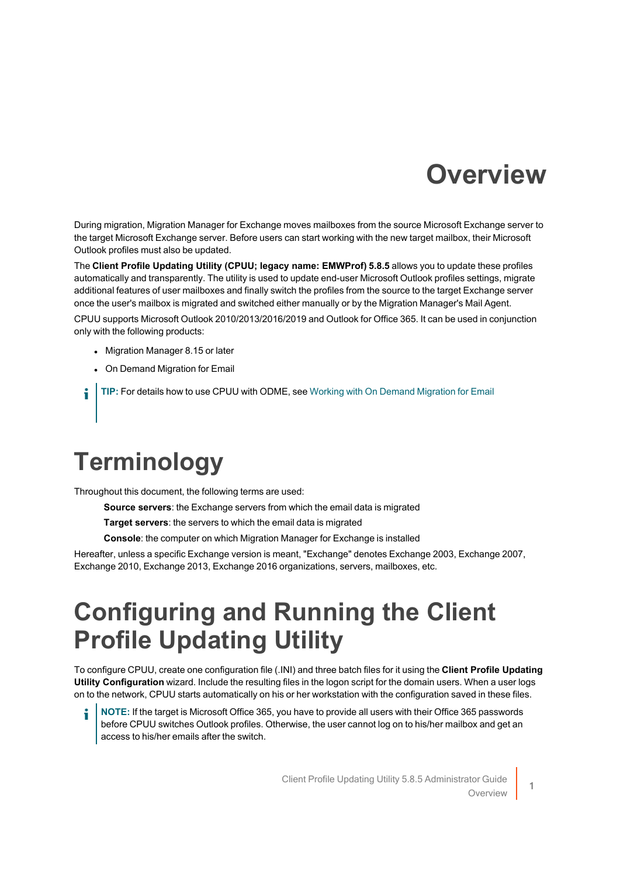# Overview

During migration, Migration Manager for Exchange moves mailboxes from the source Microsoft Exchange server to the target Microsoft Exchange server. Before users can start working with the new target mailbox, their Microsoft Outlook profiles must also be updated.

The **Client Profile Updating Utility (CPUU; legacy name: EMWProf) 5.8.5** allows you to update these profiles automatically and transparently. The utility is used to update end-user Microsoft Outlook profiles settings, migrate additional features of user mailboxes and finally switch the profiles from the source to the target Exchange server once the user's mailbox is migrated and switched either manually or by the Migration Manager's Mail Agent.

CPUU supports Microsoft Outlook 2010/2013/2016/2019 and Outlook for Office 365. It can be used in conjunction only with the following products:

- Migration Manager 8.15 or later
- On Demand Migration for Email

> **TIP:** For details how to use CPUU with ODME, see Working with On Demand Migration for Email

## Terminology

Throughout this document, the following terms are used:

**Source servers**: the Exchange servers from which the email data is migrated

**Target servers**: the servers to which the email data is migrated

**Console**: the computer on which Migration Manager for Exchange is installed

Hereafter, unless a specific Exchange version is meant, "Exchange" denotes Exchange 2003, Exchange 2007, Exchange 2010, Exchange 2013, Exchange 2016 organizations, servers, mailboxes, etc.

## Configuring and Running the Client Profile Updating Utility

To configure CPUU, create one configuration file (.INI) and three batch files for it using the **Client Profile Updating Utility Configuration** wizard. Include the resulting files in the logon script for the domain users. When a user logs on to the network, CPUU starts automatically on his or her workstation with the configuration saved in these files.

> **NOTE:** If the target is Microsoft Office 365, you have to provide all users with their Office 365 passwords before CPUU switches Outlook profiles. Otherwise, the user cannot log on to his/her mailbox and get an access to his/her emails after the switch.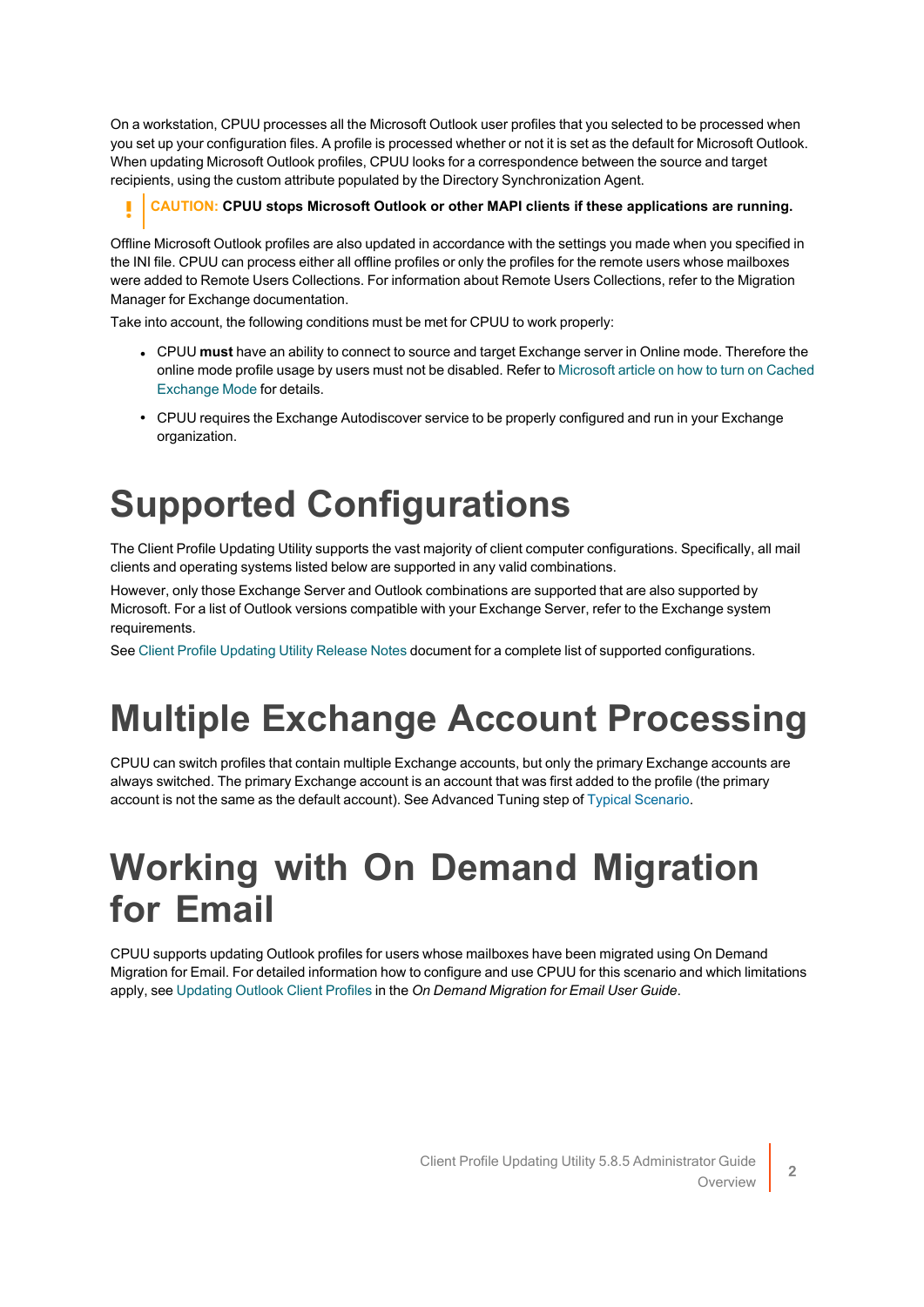On a workstation, CPUU processes all the Microsoft Outlook user profiles that you selected to be processed when you set up your configuration files. A profile is processed whether or not it is set as the default for Microsoft Outlook. When updating Microsoft Outlook profiles, CPUU looks for a correspondence between the source and target recipients, using the custom attribute populated by the Directory Synchronization Agent.

**CAUTION: CPUU stops Microsoft Outlook or other MAPI clients if these applications are running.**

Offline Microsoft Outlook profiles are also updated in accordance with the settings you made when you specified in the INI file. CPUU can process either all offline profiles or only the profiles for the remote users whose mailboxes were added to Remote Users Collections. For information about Remote Users Collections, refer to the Migration Manager for Exchange documentation.

Take into account, the following conditions must be met for CPUU to work properly:

- CPUU **must** have an ability to connect to source and target Exchange server in Online mode. Therefore the online mode profile usage by users must not be disabled. Refer to Microsoft article on how to turn on Cached Exchange Mode for details.
- CPUU requires the Exchange Autodiscover service to be properly configured and run in your Exchange organization.

# Supported Configurations

The Client Profile Updating Utility supports the vast majority of client computer configurations. Specifically, all mail clients and operating systems listed below are supported in any valid combinations.

However, only those Exchange Server and Outlook combinations are supported that are also supported by Microsoft. For a list of Outlook versions compatible with your Exchange Server, refer to the Exchange system requirements.

See Client Profile Updating Utility Release Notes document for a complete list of supported configurations.

# Multiple Exchange Account Processing

CPUU can switch profiles that contain multiple Exchange accounts, but only the primary Exchange accounts are always switched. The primary Exchange account is an account that was first added to the profile (the primary account is not the same as the default account). See Advanced Tuning step of Typical Scenario.

# Working with On Demand Migration for Email

CPUU supports updating Outlook profiles for users whose mailboxes have been migrated using On Demand Migration for Email. For detailed information how to configure and use CPUU for this scenario and which limitations apply, see Updating Outlook Client Profiles in the *On Demand Migration for Email User Guide*.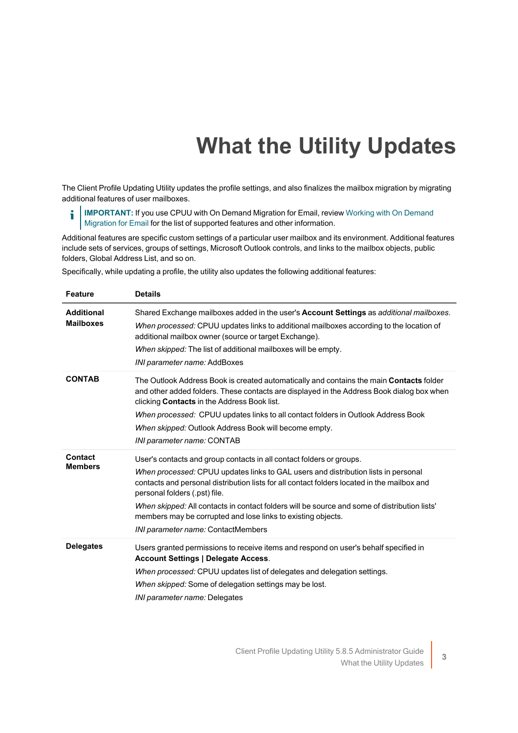# What the Utility Updates

The Client Profile Updating Utility updates the profile settings, and also finalizes the mailbox migration by migrating additional features of user mailboxes.

> **IMPORTANT:** If you use CPUU with On Demand Migration for Email, review Working with On Demand Migration for Email for the list of supported features and other information.

Additional features are specific custom settings of a particular user mailbox and its environment. Additional features include sets of services, groups of settings, Microsoft Outlook controls, and links to the mailbox objects, public folders, Global Address List, and so on.

Specifically, while updating a profile, the utility also updates the following additional features:

| Feature | Details |
| --- | --- |
| **Additional Mailboxes** | Shared Exchange mailboxes added in the user's **Account Settings** as *additional mailboxes*.<br>*When processed:* CPUU updates links to additional mailboxes according to the location of additional mailbox owner (source or target Exchange).<br>*When skipped:* The list of additional mailboxes will be empty.<br>*INI parameter name:* AddBoxes |
| **CONTAB** | The Outlook Address Book is created automatically and contains the main **Contacts** folder and other added folders. These contacts are displayed in the Address Book dialog box when clicking **Contacts** in the Address Book list.<br>*When processed:* CPUU updates links to all contact folders in Outlook Address Book<br>*When skipped:* Outlook Address Book will become empty.<br>*INI parameter name:* CONTAB |
| **Contact Members** | User's contacts and group contacts in all contact folders or groups.<br>*When processed:* CPUU updates links to GAL users and distribution lists in personal contacts and personal distribution lists for all contact folders located in the mailbox and personal folders (.pst) file.<br>*When skipped:* All contacts in contact folders will be source and some of distribution lists' members may be corrupted and lose links to existing objects.<br>*INI parameter name:* ContactMembers |
| **Delegates** | Users granted permissions to receive items and respond on user's behalf specified in **Account Settings \| Delegate Access**.<br>*When processed:* CPUU updates list of delegates and delegation settings.<br>*When skipped:* Some of delegation settings may be lost.<br>*INI parameter name:* Delegates |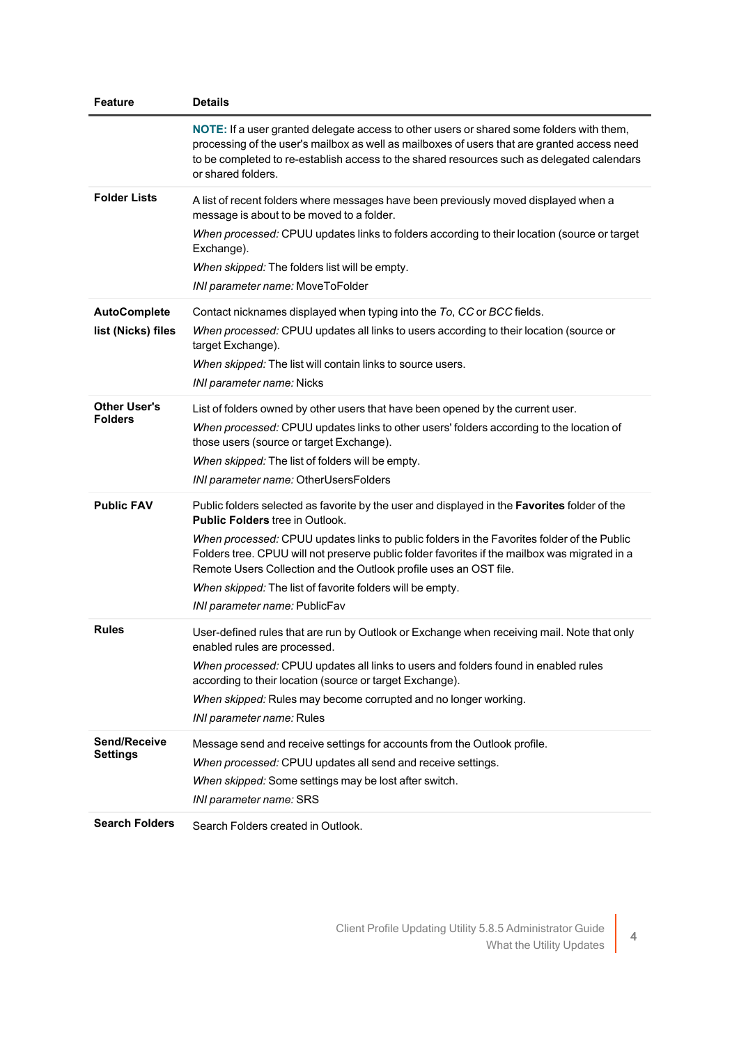| Feature | Details |
|---|---|
| | **NOTE:** If a user granted delegate access to other users or shared some folders with them, processing of the user's mailbox as well as mailboxes of users that are granted access need to be completed to re-establish access to the shared resources such as delegated calendars or shared folders. |
| **Folder Lists** | A list of recent folders where messages have been previously moved displayed when a message is about to be moved to a folder.<br>*When processed:* CPUU updates links to folders according to their location (source or target Exchange).<br>*When skipped:* The folders list will be empty.<br>*INI parameter name:* MoveToFolder |
| **AutoComplete list (Nicks) files** | Contact nicknames displayed when typing into the *To*, *CC* or *BCC* fields.<br>*When processed:* CPUU updates all links to users according to their location (source or target Exchange).<br>*When skipped:* The list will contain links to source users.<br>*INI parameter name:* Nicks |
| **Other User's Folders** | List of folders owned by other users that have been opened by the current user.<br>*When processed:* CPUU updates links to other users' folders according to the location of those users (source or target Exchange).<br>*When skipped:* The list of folders will be empty.<br>*INI parameter name:* OtherUsersFolders |
| **Public FAV** | Public folders selected as favorite by the user and displayed in the **Favorites** folder of the **Public Folders** tree in Outlook.<br>*When processed:* CPUU updates links to public folders in the Favorites folder of the Public Folders tree. CPUU will not preserve public folder favorites if the mailbox was migrated in a Remote Users Collection and the Outlook profile uses an OST file.<br>*When skipped:* The list of favorite folders will be empty.<br>*INI parameter name:* PublicFav |
| **Rules** | User-defined rules that are run by Outlook or Exchange when receiving mail. Note that only enabled rules are processed.<br>*When processed:* CPUU updates all links to users and folders found in enabled rules according to their location (source or target Exchange).<br>*When skipped:* Rules may become corrupted and no longer working.<br>*INI parameter name:* Rules |
| **Send/Receive Settings** | Message send and receive settings for accounts from the Outlook profile.<br>*When processed:* CPUU updates all send and receive settings.<br>*When skipped:* Some settings may be lost after switch.<br>*INI parameter name:* SRS |
| **Search Folders** | Search Folders created in Outlook. |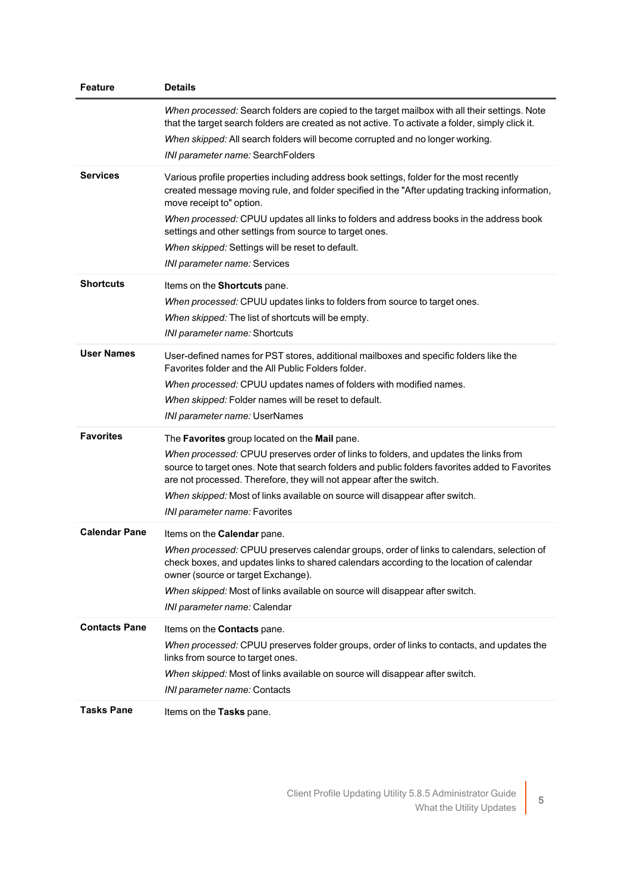| Feature | Details |
| --- | --- |
| | *When processed:* Search folders are copied to the target mailbox with all their settings. Note that the target search folders are created as not active. To activate a folder, simply click it.<br>*When skipped:* All search folders will become corrupted and no longer working.<br>*INI parameter name:* SearchFolders |
| **Services** | Various profile properties including address book settings, folder for the most recently created message moving rule, and folder specified in the "After updating tracking information, move receipt to" option.<br>*When processed:* CPUU updates all links to folders and address books in the address book settings and other settings from source to target ones.<br>*When skipped:* Settings will be reset to default.<br>*INI parameter name:* Services |
| **Shortcuts** | Items on the **Shortcuts** pane.<br>*When processed:* CPUU updates links to folders from source to target ones.<br>*When skipped:* The list of shortcuts will be empty.<br>*INI parameter name:* Shortcuts |
| **User Names** | User-defined names for PST stores, additional mailboxes and specific folders like the Favorites folder and the All Public Folders folder.<br>*When processed:* CPUU updates names of folders with modified names.<br>*When skipped:* Folder names will be reset to default.<br>*INI parameter name:* UserNames |
| **Favorites** | The **Favorites** group located on the **Mail** pane.<br>*When processed:* CPUU preserves order of links to folders, and updates the links from source to target ones. Note that search folders and public folders favorites added to Favorites are not processed. Therefore, they will not appear after the switch.<br>*When skipped:* Most of links available on source will disappear after switch.<br>*INI parameter name:* Favorites |
| **Calendar Pane** | Items on the **Calendar** pane.<br>*When processed:* CPUU preserves calendar groups, order of links to calendars, selection of check boxes, and updates links to shared calendars according to the location of calendar owner (source or target Exchange).<br>*When skipped:* Most of links available on source will disappear after switch.<br>*INI parameter name:* Calendar |
| **Contacts Pane** | Items on the **Contacts** pane.<br>*When processed:* CPUU preserves folder groups, order of links to contacts, and updates the links from source to target ones.<br>*When skipped:* Most of links available on source will disappear after switch.<br>*INI parameter name:* Contacts |
| **Tasks Pane** | Items on the **Tasks** pane. |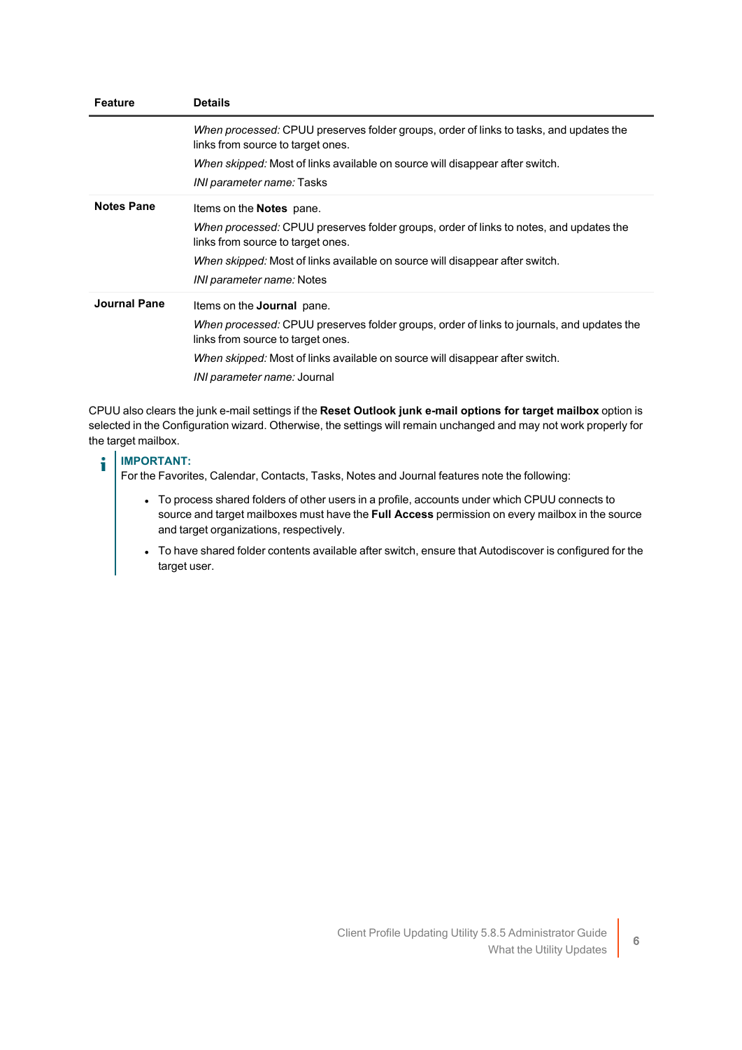| Feature | Details |
| --- | --- |
| | *When processed:* CPUU preserves folder groups, order of links to tasks, and updates the links from source to target ones.<br>*When skipped:* Most of links available on source will disappear after switch.<br>*INI parameter name:* Tasks |
| **Notes Pane** | Items on the **Notes** pane.<br>*When processed:* CPUU preserves folder groups, order of links to notes, and updates the links from source to target ones.<br>*When skipped:* Most of links available on source will disappear after switch.<br>*INI parameter name:* Notes |
| **Journal Pane** | Items on the **Journal** pane.<br>*When processed:* CPUU preserves folder groups, order of links to journals, and updates the links from source to target ones.<br>*When skipped:* Most of links available on source will disappear after switch.<br>*INI parameter name:* Journal |

CPUU also clears the junk e-mail settings if the **Reset Outlook junk e-mail options for target mailbox** option is selected in the Configuration wizard. Otherwise, the settings will remain unchanged and may not work properly for the target mailbox.

**IMPORTANT:**
For the Favorites, Calendar, Contacts, Tasks, Notes and Journal features note the following:

- To process shared folders of other users in a profile, accounts under which CPUU connects to source and target mailboxes must have the **Full Access** permission on every mailbox in the source and target organizations, respectively.
- To have shared folder contents available after switch, ensure that Autodiscover is configured for the target user.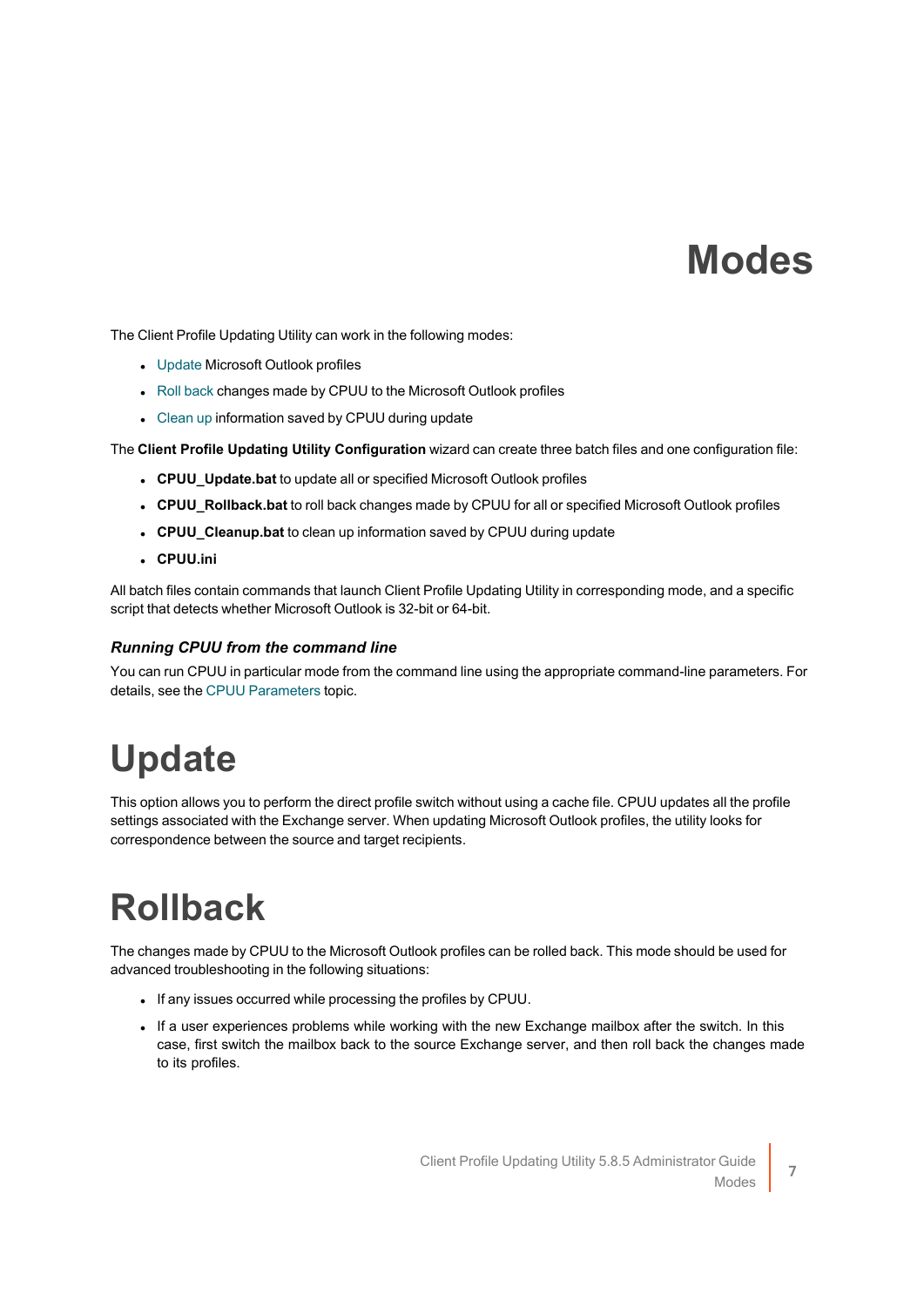# Modes

The Client Profile Updating Utility can work in the following modes:

- Update Microsoft Outlook profiles
- Roll back changes made by CPUU to the Microsoft Outlook profiles
- Clean up information saved by CPUU during update

The **Client Profile Updating Utility Configuration** wizard can create three batch files and one configuration file:

- **CPUU_Update.bat** to update all or specified Microsoft Outlook profiles
- **CPUU_Rollback.bat** to roll back changes made by CPUU for all or specified Microsoft Outlook profiles
- **CPUU_Cleanup.bat** to clean up information saved by CPUU during update
- **CPUU.ini**

All batch files contain commands that launch Client Profile Updating Utility in corresponding mode, and a specific script that detects whether Microsoft Outlook is 32-bit or 64-bit.

### *Running CPUU from the command line*

You can run CPUU in particular mode from the command line using the appropriate command-line parameters. For details, see the CPUU Parameters topic.

# Update

This option allows you to perform the direct profile switch without using a cache file. CPUU updates all the profile settings associated with the Exchange server. When updating Microsoft Outlook profiles, the utility looks for correspondence between the source and target recipients.

# Rollback

The changes made by CPUU to the Microsoft Outlook profiles can be rolled back. This mode should be used for advanced troubleshooting in the following situations:

- If any issues occurred while processing the profiles by CPUU.
- If a user experiences problems while working with the new Exchange mailbox after the switch. In this case, first switch the mailbox back to the source Exchange server, and then roll back the changes made to its profiles.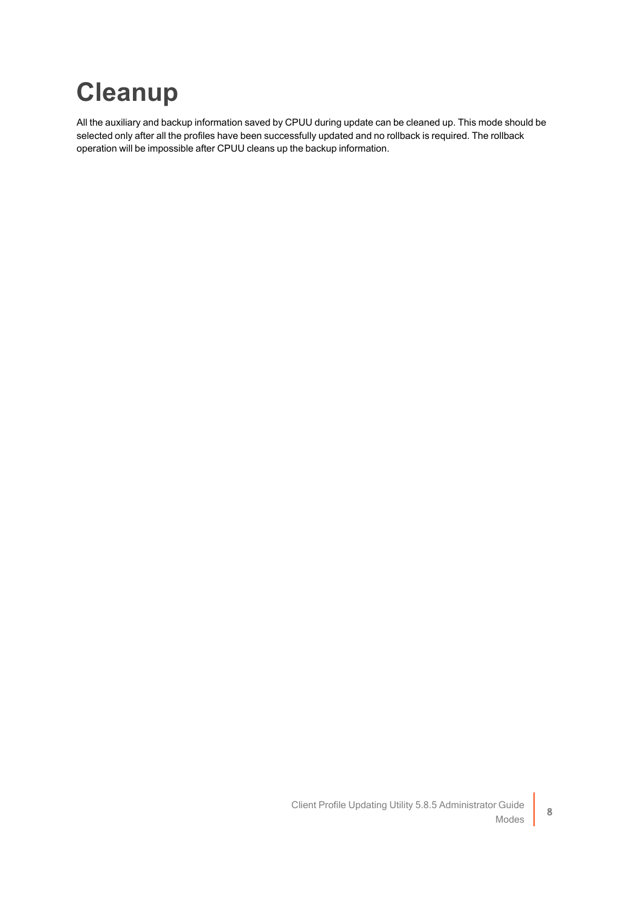# Cleanup

All the auxiliary and backup information saved by CPUU during update can be cleaned up. This mode should be selected only after all the profiles have been successfully updated and no rollback is required. The rollback operation will be impossible after CPUU cleans up the backup information.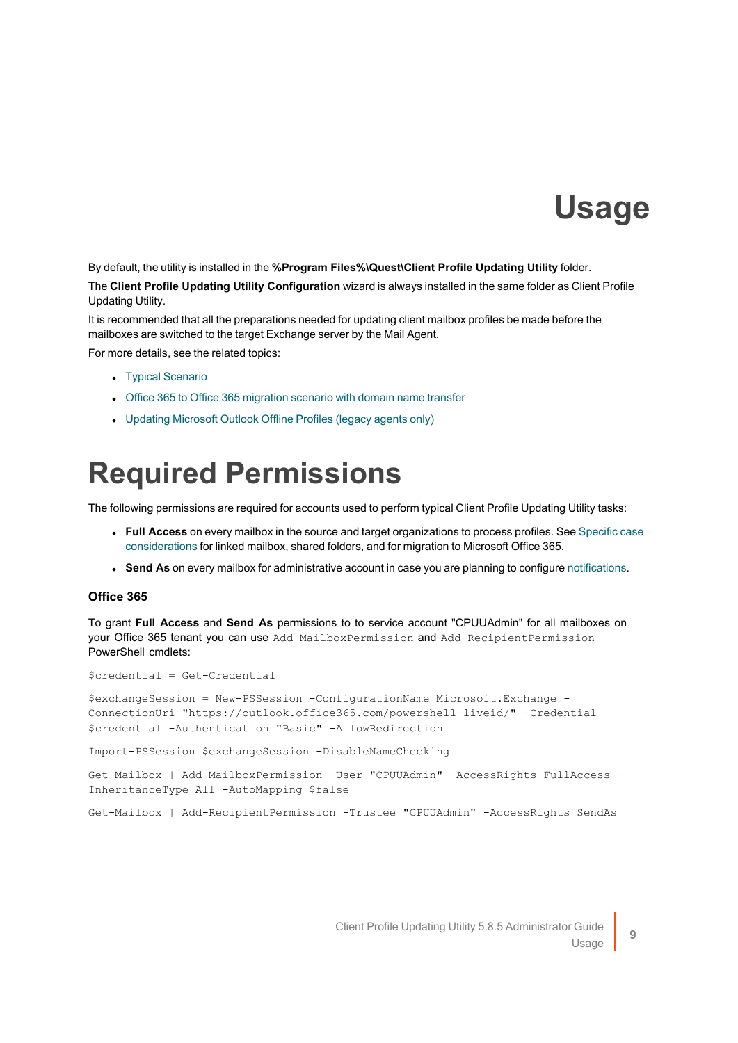# Usage

By default, the utility is installed in the **%Program Files%\Quest\Client Profile Updating Utility** folder.

The **Client Profile Updating Utility Configuration** wizard is always installed in the same folder as Client Profile Updating Utility.

It is recommended that all the preparations needed for updating client mailbox profiles be made before the mailboxes are switched to the target Exchange server by the Mail Agent.

For more details, see the related topics:

- Typical Scenario
- Office 365 to Office 365 migration scenario with domain name transfer
- Updating Microsoft Outlook Offline Profiles (legacy agents only)

# Required Permissions

The following permissions are required for accounts used to perform typical Client Profile Updating Utility tasks:

- **Full Access** on every mailbox in the source and target organizations to process profiles. See Specific case considerations for linked mailbox, shared folders, and for migration to Microsoft Office 365.
- **Send As** on every mailbox for administrative account in case you are planning to configure notifications.

### Office 365

To grant **Full Access** and **Send As** permissions to to service account "CPUUAdmin" for all mailboxes on your Office 365 tenant you can use `Add-MailboxPermission` and `Add-RecipientPermission` PowerShell cmdlets:

```
$credential = Get-Credential

$exchangeSession = New-PSSession -ConfigurationName Microsoft.Exchange -
ConnectionUri "https://outlook.office365.com/powershell-liveid/" -Credential
$credential -Authentication "Basic" -AllowRedirection

Import-PSSession $exchangeSession -DisableNameChecking

Get-Mailbox | Add-MailboxPermission -User "CPUUAdmin" -AccessRights FullAccess -
InheritanceType All -AutoMapping $false

Get-Mailbox | Add-RecipientPermission -Trustee "CPUUAdmin" -AccessRights SendAs
```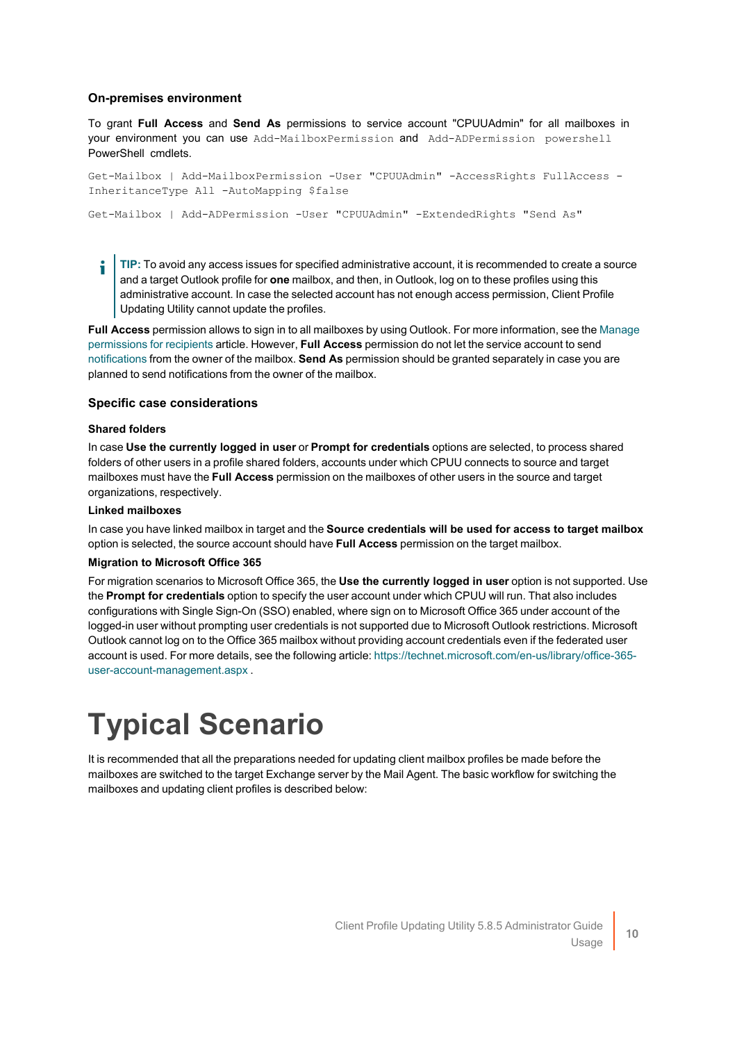### On-premises environment

To grant **Full Access** and **Send As** permissions to service account "CPUUAdmin" for all mailboxes in your environment you can use `Add-MailboxPermission` and `Add-ADPermission powershell` PowerShell cmdlets.

```
Get-Mailbox | Add-MailboxPermission -User "CPUUAdmin" -AccessRights FullAccess -InheritanceType All -AutoMapping $false
```

```
Get-Mailbox | Add-ADPermission -User "CPUUAdmin" -ExtendedRights "Send As"
```

> **TIP:** To avoid any access issues for specified administrative account, it is recommended to create a source and a target Outlook profile for **one** mailbox, and then, in Outlook, log on to these profiles using this administrative account. In case the selected account has not enough access permission, Client Profile Updating Utility cannot update the profiles.

**Full Access** permission allows to sign in to all mailboxes by using Outlook. For more information, see the Manage permissions for recipients article. However, **Full Access** permission do not let the service account to send notifications from the owner of the mailbox. **Send As** permission should be granted separately in case you are planned to send notifications from the owner of the mailbox.

### Specific case considerations

#### Shared folders

In case **Use the currently logged in user** or **Prompt for credentials** options are selected, to process shared folders of other users in a profile shared folders, accounts under which CPUU connects to source and target mailboxes must have the **Full Access** permission on the mailboxes of other users in the source and target organizations, respectively.

#### Linked mailboxes

In case you have linked mailbox in target and the **Source credentials will be used for access to target mailbox** option is selected, the source account should have **Full Access** permission on the target mailbox.

#### Migration to Microsoft Office 365

For migration scenarios to Microsoft Office 365, the **Use the currently logged in user** option is not supported. Use the **Prompt for credentials** option to specify the user account under which CPUU will run. That also includes configurations with Single Sign-On (SSO) enabled, where sign on to Microsoft Office 365 under account of the logged-in user without prompting user credentials is not supported due to Microsoft Outlook restrictions. Microsoft Outlook cannot log on to the Office 365 mailbox without providing account credentials even if the federated user account is used. For more details, see the following article: https://technet.microsoft.com/en-us/library/office-365-user-account-management.aspx .

# Typical Scenario

It is recommended that all the preparations needed for updating client mailbox profiles be made before the mailboxes are switched to the target Exchange server by the Mail Agent. The basic workflow for switching the mailboxes and updating client profiles is described below: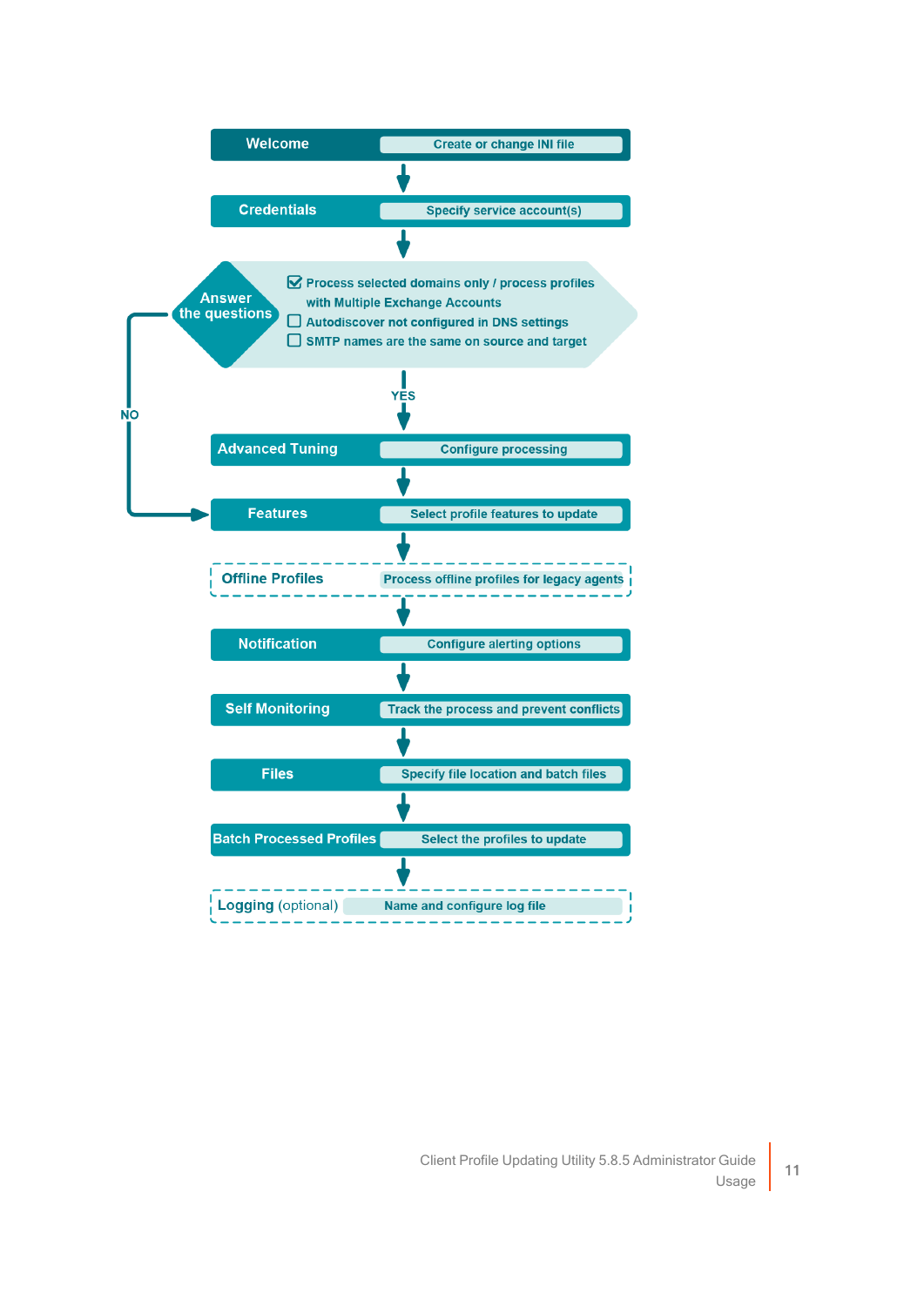**Welcome** — Create or change INI file

↓

**Credentials** — Specify service account(s)

↓

**Answer the questions**

- ☑ Process selected domains only / process profiles with Multiple Exchange Accounts
- ☐ Autodiscover not configured in DNS settings
- ☐ SMTP names are the same on source and target

YES ↓ (NO → Features)

**Advanced Tuning** — Configure processing

↓

**Features** — Select profile features to update

↓

**Offline Profiles** — Process offline profiles for legacy agents

↓

**Notification** — Configure alerting options

↓

**Self Monitoring** — Track the process and prevent conflicts

↓

**Files** — Specify file location and batch files

↓

**Batch Processed Profiles** — Select the profiles to update

↓

**Logging** (optional) — Name and configure log file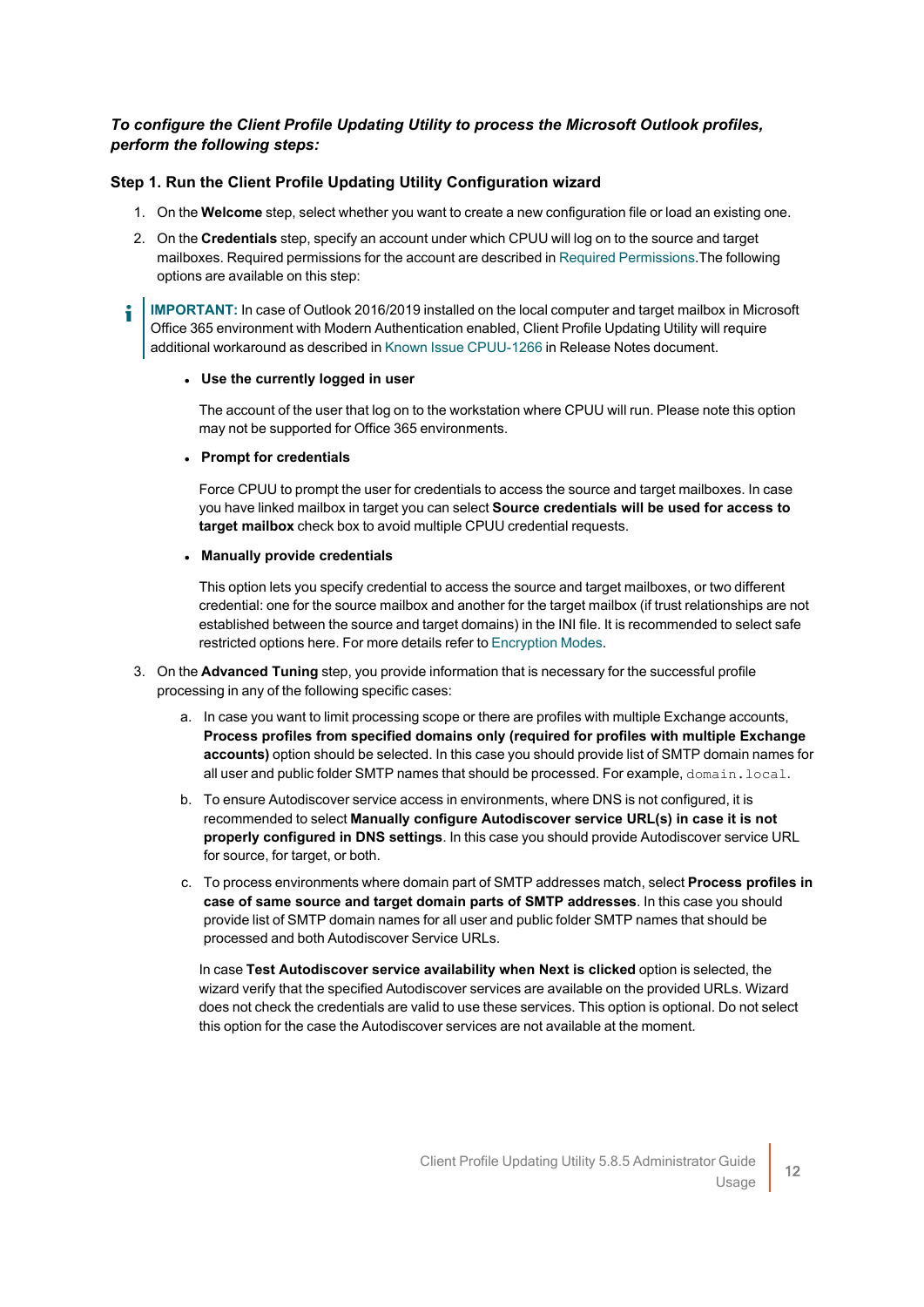***To configure the Client Profile Updating Utility to process the Microsoft Outlook profiles, perform the following steps:***

### Step 1. Run the Client Profile Updating Utility Configuration wizard

1. On the **Welcome** step, select whether you want to create a new configuration file or load an existing one.
2. On the **Credentials** step, specify an account under which CPUU will log on to the source and target mailboxes. Required permissions for the account are described in Required Permissions.The following options are available on this step:

> **IMPORTANT:** In case of Outlook 2016/2019 installed on the local computer and target mailbox in Microsoft Office 365 environment with Modern Authentication enabled, Client Profile Updating Utility will require additional workaround as described in Known Issue CPUU-1266 in Release Notes document.

- **Use the currently logged in user**

  The account of the user that log on to the workstation where CPUU will run. Please note this option may not be supported for Office 365 environments.

- **Prompt for credentials**

  Force CPUU to prompt the user for credentials to access the source and target mailboxes. In case you have linked mailbox in target you can select **Source credentials will be used for access to target mailbox** check box to avoid multiple CPUU credential requests.

- **Manually provide credentials**

  This option lets you specify credential to access the source and target mailboxes, or two different credential: one for the source mailbox and another for the target mailbox (if trust relationships are not established between the source and target domains) in the INI file. It is recommended to select safe restricted options here. For more details refer to Encryption Modes.

3. On the **Advanced Tuning** step, you provide information that is necessary for the successful profile processing in any of the following specific cases:

   a. In case you want to limit processing scope or there are profiles with multiple Exchange accounts, **Process profiles from specified domains only (required for profiles with multiple Exchange accounts)** option should be selected. In this case you should provide list of SMTP domain names for all user and public folder SMTP names that should be processed. For example, `domain.local`.

   b. To ensure Autodiscover service access in environments, where DNS is not configured, it is recommended to select **Manually configure Autodiscover service URL(s) in case it is not properly configured in DNS settings**. In this case you should provide Autodiscover service URL for source, for target, or both.

   c. To process environments where domain part of SMTP addresses match, select **Process profiles in case of same source and target domain parts of SMTP addresses**. In this case you should provide list of SMTP domain names for all user and public folder SMTP names that should be processed and both Autodiscover Service URLs.

   In case **Test Autodiscover service availability when Next is clicked** option is selected, the wizard verify that the specified Autodiscover services are available on the provided URLs. Wizard does not check the credentials are valid to use these services. This option is optional. Do not select this option for the case the Autodiscover services are not available at the moment.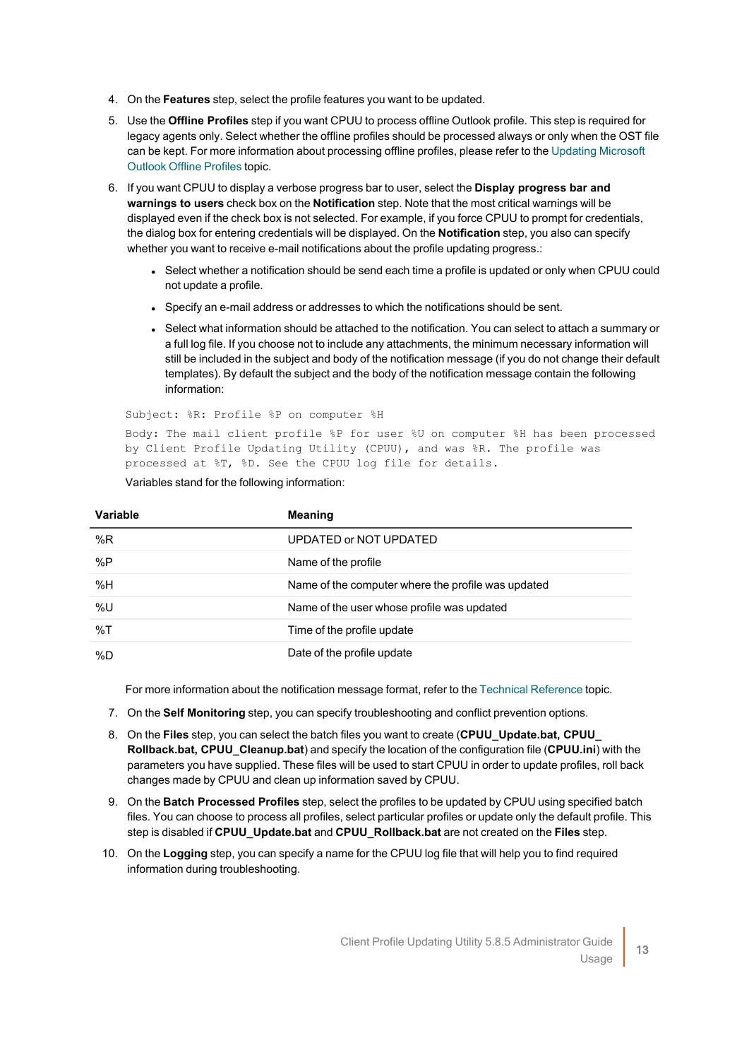4. On the **Features** step, select the profile features you want to be updated.

5. Use the **Offline Profiles** step if you want CPUU to process offline Outlook profile. This step is required for legacy agents only. Select whether the offline profiles should be processed always or only when the OST file can be kept. For more information about processing offline profiles, please refer to the Updating Microsoft Outlook Offline Profiles topic.

6. If you want CPUU to display a verbose progress bar to user, select the **Display progress bar and warnings to users** check box on the **Notification** step. Note that the most critical warnings will be displayed even if the check box is not selected. For example, if you force CPUU to prompt for credentials, the dialog box for entering credentials will be displayed. On the **Notification** step, you also can specify whether you want to receive e-mail notifications about the profile updating progress.:

   - Select whether a notification should be send each time a profile is updated or only when CPUU could not update a profile.
   - Specify an e-mail address or addresses to which the notifications should be sent.
   - Select what information should be attached to the notification. You can select to attach a summary or a full log file. If you choose not to include any attachments, the minimum necessary information will still be included in the subject and body of the notification message (if you do not change their default templates). By default the subject and the body of the notification message contain the following information:

   ```
   Subject: %R: Profile %P on computer %H
   ```

   ```
   Body: The mail client profile %P for user %U on computer %H has been processed
   by Client Profile Updating Utility (CPUU), and was %R. The profile was
   processed at %T, %D. See the CPUU log file for details.
   ```

   Variables stand for the following information:

| Variable | Meaning |
|---|---|
| %R | UPDATED or NOT UPDATED |
| %P | Name of the profile |
| %H | Name of the computer where the profile was updated |
| %U | Name of the user whose profile was updated |
| %T | Time of the profile update |
| %D | Date of the profile update |

   For more information about the notification message format, refer to the Technical Reference topic.

7. On the **Self Monitoring** step, you can specify troubleshooting and conflict prevention options.

8. On the **Files** step, you can select the batch files you want to create (**CPUU_Update.bat, CPUU_Rollback.bat, CPUU_Cleanup.bat**) and specify the location of the configuration file (**CPUU.ini**) with the parameters you have supplied. These files will be used to start CPUU in order to update profiles, roll back changes made by CPUU and clean up information saved by CPUU.

9. On the **Batch Processed Profiles** step, select the profiles to be updated by CPUU using specified batch files. You can choose to process all profiles, select particular profiles or update only the default profile. This step is disabled if **CPUU_Update.bat** and **CPUU_Rollback.bat** are not created on the **Files** step.

10. On the **Logging** step, you can specify a name for the CPUU log file that will help you to find required information during troubleshooting.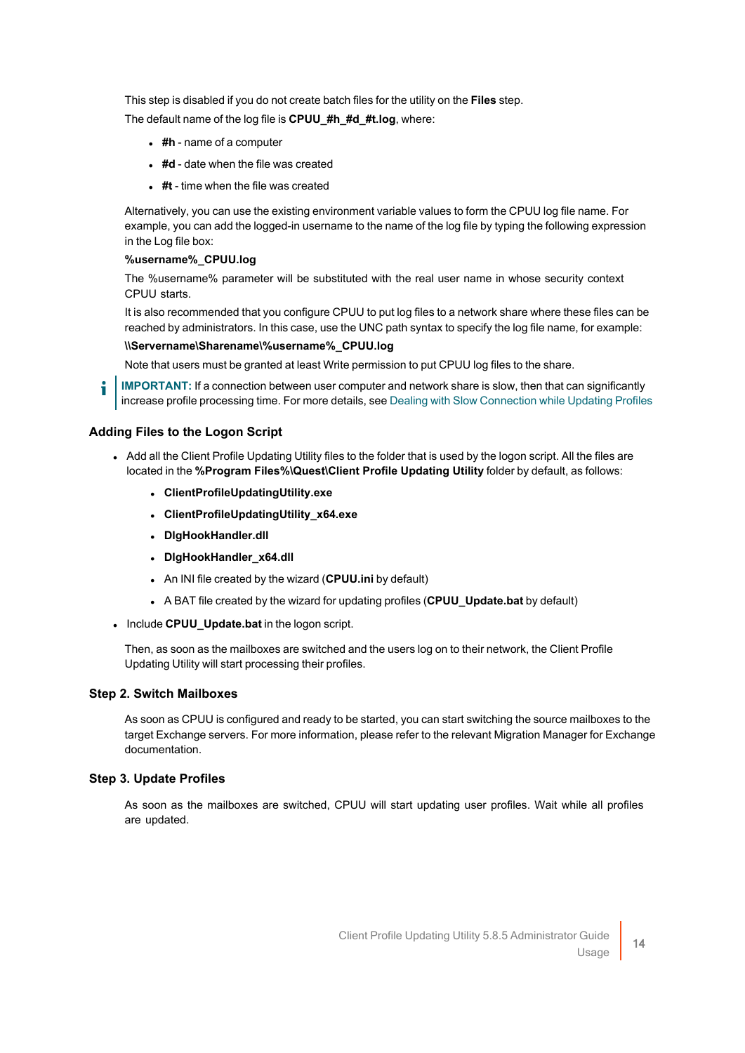This step is disabled if you do not create batch files for the utility on the **Files** step.

The default name of the log file is **CPUU_#h_#d_#t.log**, where:

- **#h** - name of a computer
- **#d** - date when the file was created
- **#t** - time when the file was created

Alternatively, you can use the existing environment variable values to form the CPUU log file name. For example, you can add the logged-in username to the name of the log file by typing the following expression in the Log file box:

**%username%_CPUU.log**

The %username% parameter will be substituted with the real user name in whose security context CPUU starts.

It is also recommended that you configure CPUU to put log files to a network share where these files can be reached by administrators. In this case, use the UNC path syntax to specify the log file name, for example:

**\\Servername\Sharename\%username%_CPUU.log**

Note that users must be granted at least Write permission to put CPUU log files to the share.

**IMPORTANT:** If a connection between user computer and network share is slow, then that can significantly increase profile processing time. For more details, see Dealing with Slow Connection while Updating Profiles

### Adding Files to the Logon Script

- Add all the Client Profile Updating Utility files to the folder that is used by the logon script. All the files are located in the **%Program Files%\Quest\Client Profile Updating Utility** folder by default, as follows:
  - **ClientProfileUpdatingUtility.exe**
  - **ClientProfileUpdatingUtility_x64.exe**
  - **DlgHookHandler.dll**
  - **DlgHookHandler_x64.dll**
  - An INI file created by the wizard (**CPUU.ini** by default)
  - A BAT file created by the wizard for updating profiles (**CPUU_Update.bat** by default)
- Include **CPUU_Update.bat** in the logon script.

Then, as soon as the mailboxes are switched and the users log on to their network, the Client Profile Updating Utility will start processing their profiles.

### Step 2. Switch Mailboxes

As soon as CPUU is configured and ready to be started, you can start switching the source mailboxes to the target Exchange servers. For more information, please refer to the relevant Migration Manager for Exchange documentation.

### Step 3. Update Profiles

As soon as the mailboxes are switched, CPUU will start updating user profiles. Wait while all profiles are updated.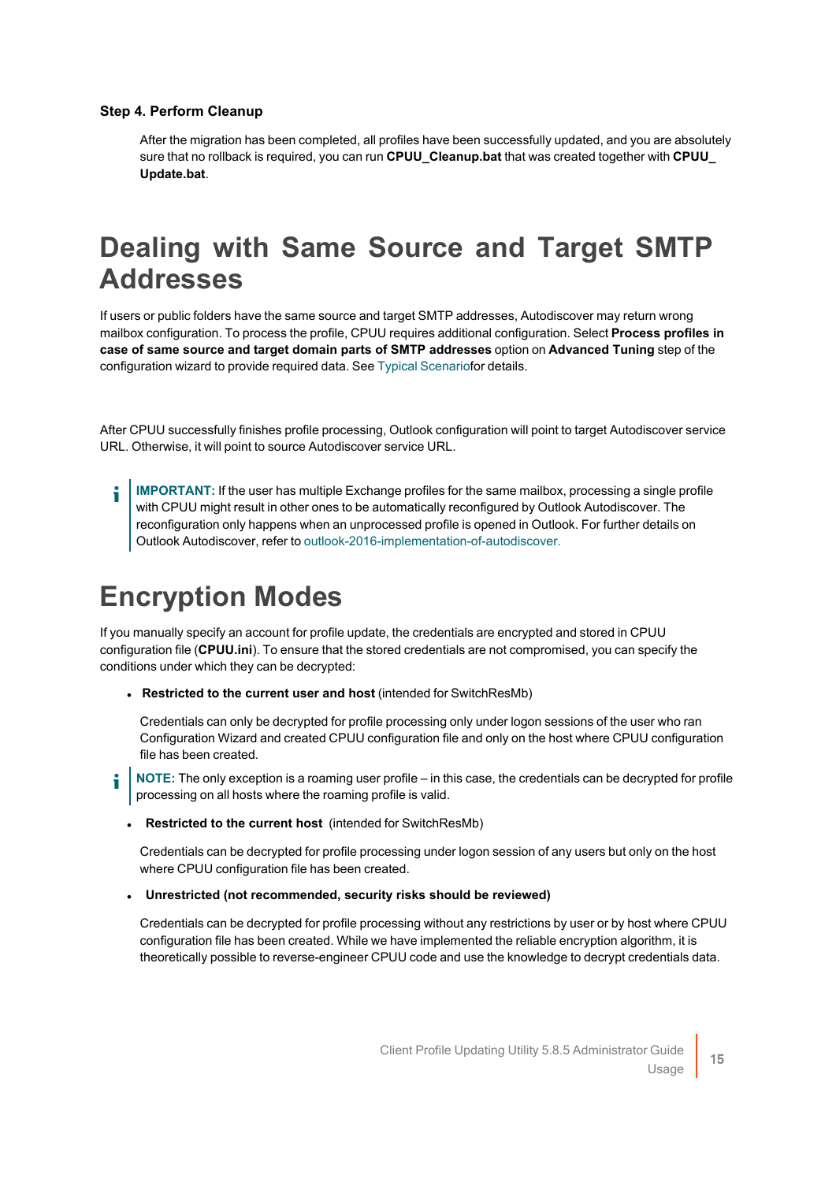### Step 4. Perform Cleanup

After the migration has been completed, all profiles have been successfully updated, and you are absolutely sure that no rollback is required, you can run **CPUU_Cleanup.bat** that was created together with **CPUU_Update.bat**.

# Dealing with Same Source and Target SMTP Addresses

If users or public folders have the same source and target SMTP addresses, Autodiscover may return wrong mailbox configuration. To process the profile, CPUU requires additional configuration. Select **Process profiles in case of same source and target domain parts of SMTP addresses** option on **Advanced Tuning** step of the configuration wizard to provide required data. See Typical Scenariofor details.

After CPUU successfully finishes profile processing, Outlook configuration will point to target Autodiscover service URL. Otherwise, it will point to source Autodiscover service URL.

> **IMPORTANT:** If the user has multiple Exchange profiles for the same mailbox, processing a single profile with CPUU might result in other ones to be automatically reconfigured by Outlook Autodiscover. The reconfiguration only happens when an unprocessed profile is opened in Outlook. For further details on Outlook Autodiscover, refer to outlook-2016-implementation-of-autodiscover.

# Encryption Modes

If you manually specify an account for profile update, the credentials are encrypted and stored in CPUU configuration file (**CPUU.ini**). To ensure that the stored credentials are not compromised, you can specify the conditions under which they can be decrypted:

- **Restricted to the current user and host** (intended for SwitchResMb)

  Credentials can only be decrypted for profile processing only under logon sessions of the user who ran Configuration Wizard and created CPUU configuration file and only on the host where CPUU configuration file has been created.

> **NOTE:** The only exception is a roaming user profile – in this case, the credentials can be decrypted for profile processing on all hosts where the roaming profile is valid.

- **Restricted to the current host** (intended for SwitchResMb)

  Credentials can be decrypted for profile processing under logon session of any users but only on the host where CPUU configuration file has been created.

- **Unrestricted (not recommended, security risks should be reviewed)**

  Credentials can be decrypted for profile processing without any restrictions by user or by host where CPUU configuration file has been created. While we have implemented the reliable encryption algorithm, it is theoretically possible to reverse-engineer CPUU code and use the knowledge to decrypt credentials data.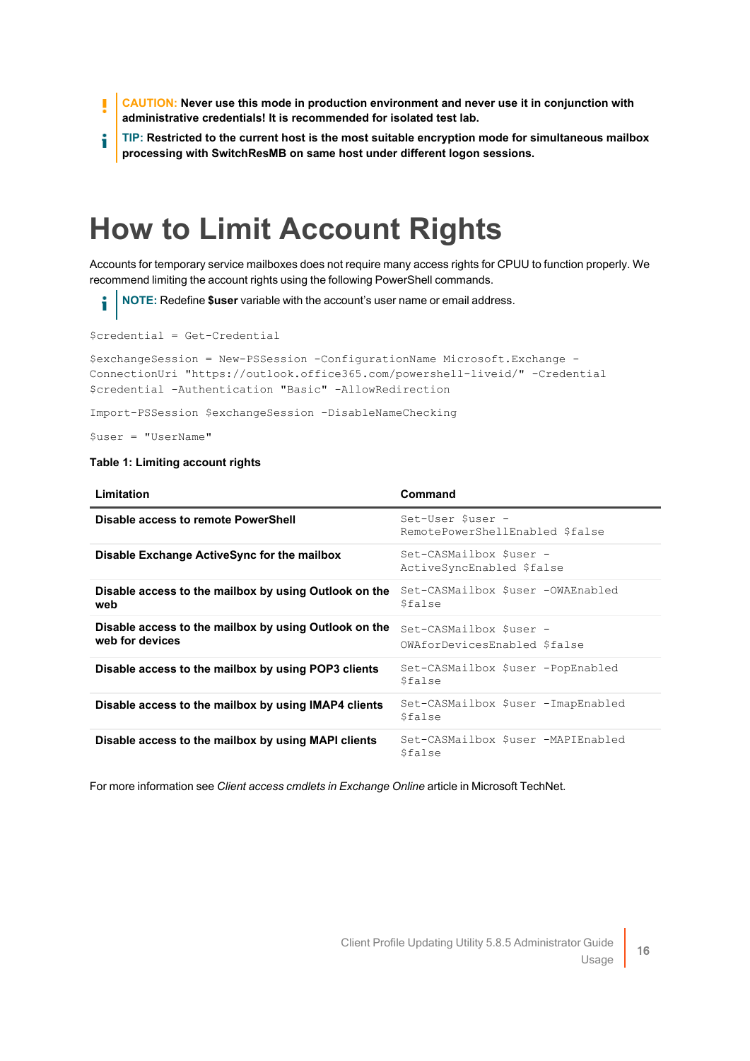**CAUTION:** **Never use this mode in production environment and never use it in conjunction with administrative credentials! It is recommended for isolated test lab.**

**TIP:** **Restricted to the current host is the most suitable encryption mode for simultaneous mailbox processing with SwitchResMB on same host under different logon sessions.**

# How to Limit Account Rights

Accounts for temporary service mailboxes does not require many access rights for CPUU to function properly. We recommend limiting the account rights using the following PowerShell commands.

**NOTE:** Redefine **$user** variable with the account's user name or email address.

```
$credential = Get-Credential

$exchangeSession = New-PSSession -ConfigurationName Microsoft.Exchange -ConnectionUri "https://outlook.office365.com/powershell-liveid/" -Credential $credential -Authentication "Basic" -AllowRedirection

Import-PSSession $exchangeSession -DisableNameChecking

$user = "UserName"
```

**Table 1: Limiting account rights**

| Limitation | Command |
|---|---|
| **Disable access to remote PowerShell** | `Set-User $user -RemotePowerShellEnabled $false` |
| **Disable Exchange ActiveSync for the mailbox** | `Set-CASMailbox $user -ActiveSyncEnabled $false` |
| **Disable access to the mailbox by using Outlook on the web** | `Set-CASMailbox $user -OWAEnabled $false` |
| **Disable access to the mailbox by using Outlook on the web for devices** | `Set-CASMailbox $user -OWAforDevicesEnabled $false` |
| **Disable access to the mailbox by using POP3 clients** | `Set-CASMailbox $user -PopEnabled $false` |
| **Disable access to the mailbox by using IMAP4 clients** | `Set-CASMailbox $user -ImapEnabled $false` |
| **Disable access to the mailbox by using MAPI clients** | `Set-CASMailbox $user -MAPIEnabled $false` |

For more information see *Client access cmdlets in Exchange Online* article in Microsoft TechNet.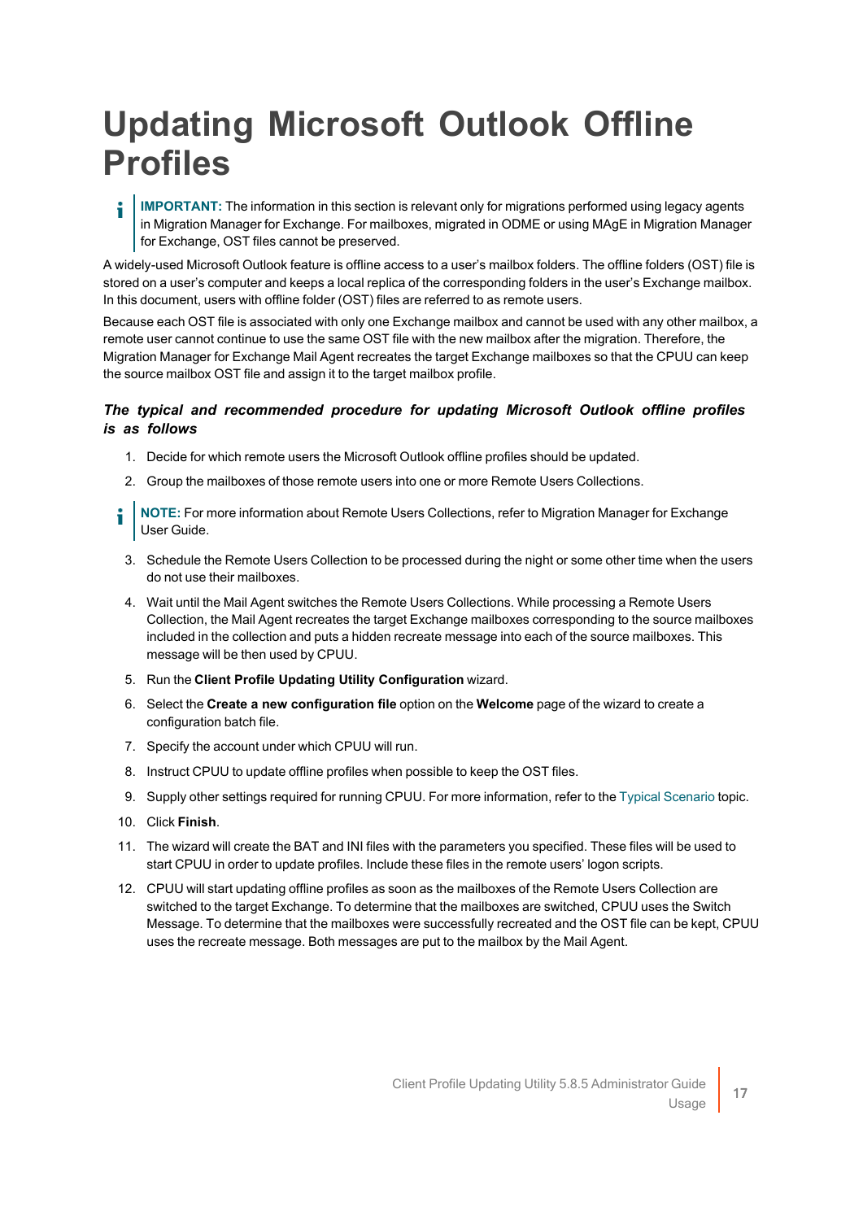# Updating Microsoft Outlook Offline Profiles

> **IMPORTANT:** The information in this section is relevant only for migrations performed using legacy agents in Migration Manager for Exchange. For mailboxes, migrated in ODME or using MAgE in Migration Manager for Exchange, OST files cannot be preserved.

A widely-used Microsoft Outlook feature is offline access to a user's mailbox folders. The offline folders (OST) file is stored on a user's computer and keeps a local replica of the corresponding folders in the user's Exchange mailbox. In this document, users with offline folder (OST) files are referred to as remote users.

Because each OST file is associated with only one Exchange mailbox and cannot be used with any other mailbox, a remote user cannot continue to use the same OST file with the new mailbox after the migration. Therefore, the Migration Manager for Exchange Mail Agent recreates the target Exchange mailboxes so that the CPUU can keep the source mailbox OST file and assign it to the target mailbox profile.

#### *The typical and recommended procedure for updating Microsoft Outlook offline profiles is as follows*

1. Decide for which remote users the Microsoft Outlook offline profiles should be updated.
2. Group the mailboxes of those remote users into one or more Remote Users Collections.

> **NOTE:** For more information about Remote Users Collections, refer to Migration Manager for Exchange User Guide.

3. Schedule the Remote Users Collection to be processed during the night or some other time when the users do not use their mailboxes.
4. Wait until the Mail Agent switches the Remote Users Collections. While processing a Remote Users Collection, the Mail Agent recreates the target Exchange mailboxes corresponding to the source mailboxes included in the collection and puts a hidden recreate message into each of the source mailboxes. This message will be then used by CPUU.
5. Run the **Client Profile Updating Utility Configuration** wizard.
6. Select the **Create a new configuration file** option on the **Welcome** page of the wizard to create a configuration batch file.
7. Specify the account under which CPUU will run.
8. Instruct CPUU to update offline profiles when possible to keep the OST files.
9. Supply other settings required for running CPUU. For more information, refer to the Typical Scenario topic.
10. Click **Finish**.
11. The wizard will create the BAT and INI files with the parameters you specified. These files will be used to start CPUU in order to update profiles. Include these files in the remote users' logon scripts.
12. CPUU will start updating offline profiles as soon as the mailboxes of the Remote Users Collection are switched to the target Exchange. To determine that the mailboxes are switched, CPUU uses the Switch Message. To determine that the mailboxes were successfully recreated and the OST file can be kept, CPUU uses the recreate message. Both messages are put to the mailbox by the Mail Agent.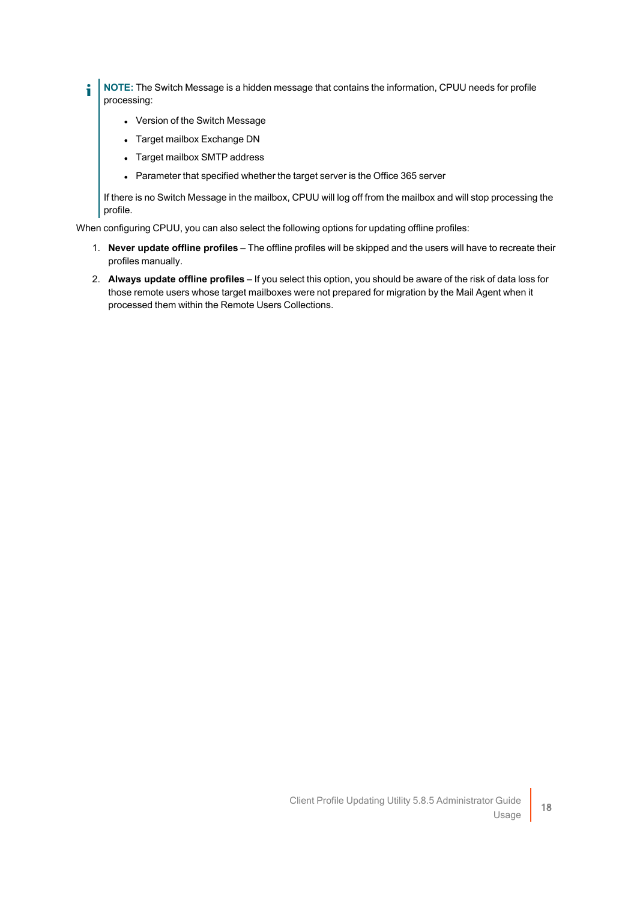**NOTE:** The Switch Message is a hidden message that contains the information, CPUU needs for profile processing:

- Version of the Switch Message
- Target mailbox Exchange DN
- Target mailbox SMTP address
- Parameter that specified whether the target server is the Office 365 server

If there is no Switch Message in the mailbox, CPUU will log off from the mailbox and will stop processing the profile.

When configuring CPUU, you can also select the following options for updating offline profiles:

1. **Never update offline profiles** – The offline profiles will be skipped and the users will have to recreate their profiles manually.
2. **Always update offline profiles** – If you select this option, you should be aware of the risk of data loss for those remote users whose target mailboxes were not prepared for migration by the Mail Agent when it processed them within the Remote Users Collections.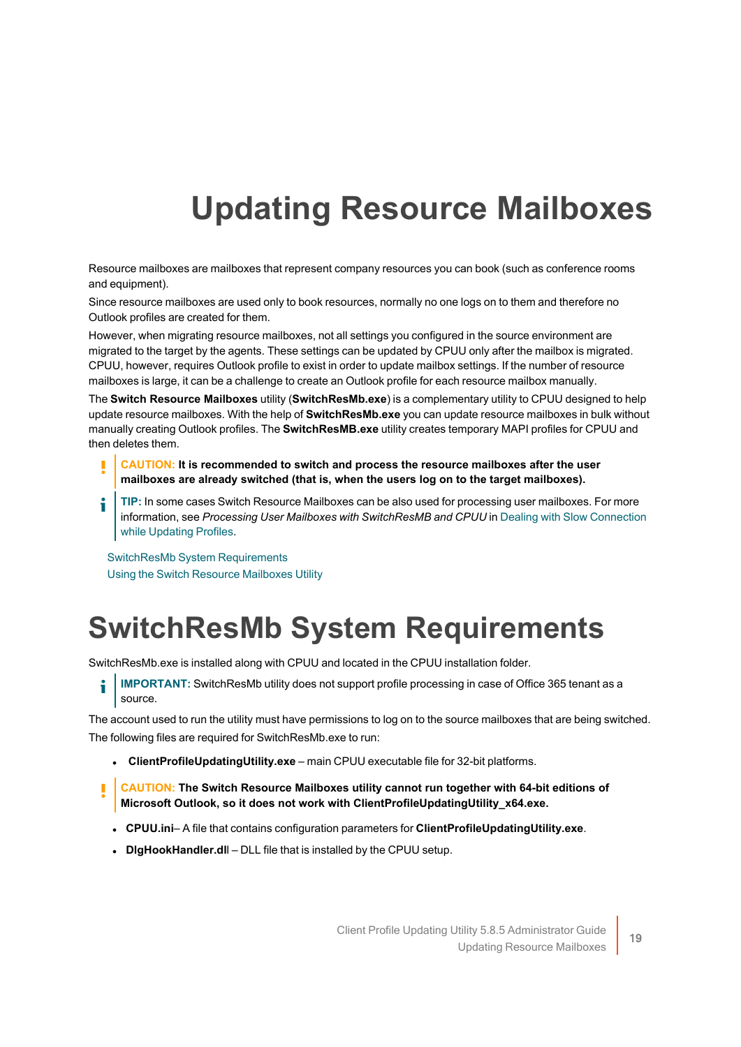# Updating Resource Mailboxes

Resource mailboxes are mailboxes that represent company resources you can book (such as conference rooms and equipment).

Since resource mailboxes are used only to book resources, normally no one logs on to them and therefore no Outlook profiles are created for them.

However, when migrating resource mailboxes, not all settings you configured in the source environment are migrated to the target by the agents. These settings can be updated by CPUU only after the mailbox is migrated. CPUU, however, requires Outlook profile to exist in order to update mailbox settings. If the number of resource mailboxes is large, it can be a challenge to create an Outlook profile for each resource mailbox manually.

The **Switch Resource Mailboxes** utility (**SwitchResMb.exe**) is a complementary utility to CPUU designed to help update resource mailboxes. With the help of **SwitchResMb.exe** you can update resource mailboxes in bulk without manually creating Outlook profiles. The **SwitchResMB.exe** utility creates temporary MAPI profiles for CPUU and then deletes them.

> **CAUTION: It is recommended to switch and process the resource mailboxes after the user mailboxes are already switched (that is, when the users log on to the target mailboxes).**

> **TIP:** In some cases Switch Resource Mailboxes can be also used for processing user mailboxes. For more information, see *Processing User Mailboxes with SwitchResMB and CPUU* in Dealing with Slow Connection while Updating Profiles.

SwitchResMb System Requirements
Using the Switch Resource Mailboxes Utility

# SwitchResMb System Requirements

SwitchResMb.exe is installed along with CPUU and located in the CPUU installation folder.

> **IMPORTANT:** SwitchResMb utility does not support profile processing in case of Office 365 tenant as a source.

The account used to run the utility must have permissions to log on to the source mailboxes that are being switched.

The following files are required for SwitchResMb.exe to run:

- **ClientProfileUpdatingUtility.exe** – main CPUU executable file for 32-bit platforms.

> **CAUTION: The Switch Resource Mailboxes utility cannot run together with 64-bit editions of Microsoft Outlook, so it does not work with ClientProfileUpdatingUtility_x64.exe.**

- **CPUU.ini**– A file that contains configuration parameters for **ClientProfileUpdatingUtility.exe**.
- **DlgHookHandler.dll** – DLL file that is installed by the CPUU setup.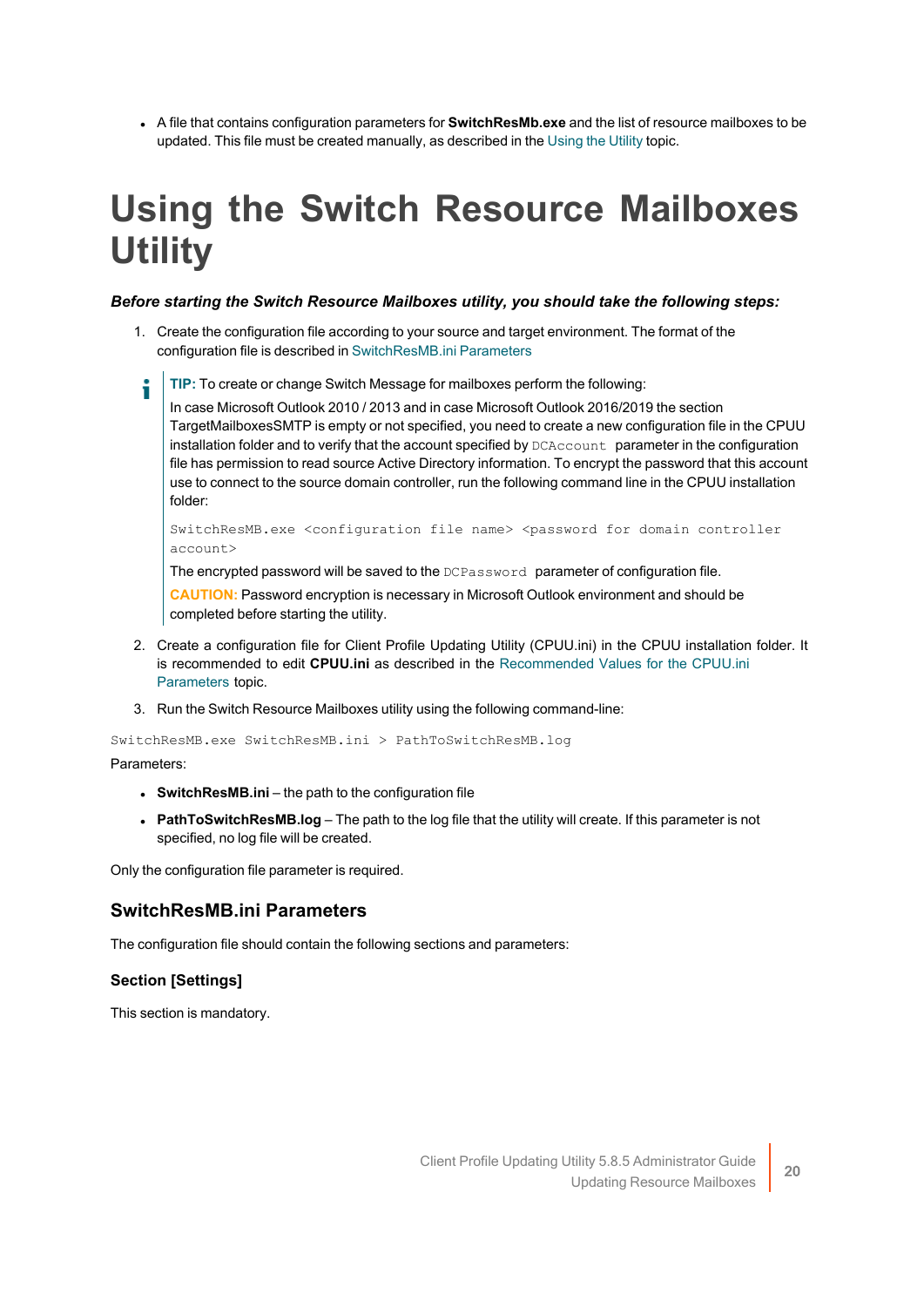- A file that contains configuration parameters for **SwitchResMb.exe** and the list of resource mailboxes to be updated. This file must be created manually, as described in the Using the Utility topic.

# Using the Switch Resource Mailboxes Utility

***Before starting the Switch Resource Mailboxes utility, you should take the following steps:***

1. Create the configuration file according to your source and target environment. The format of the configuration file is described in SwitchResMB.ini Parameters

> **TIP:** To create or change Switch Message for mailboxes perform the following:
>
> In case Microsoft Outlook 2010 / 2013 and in case Microsoft Outlook 2016/2019 the section TargetMailboxesSMTP is empty or not specified, you need to create a new configuration file in the CPUU installation folder and to verify that the account specified by `DCAccount` parameter in the configuration file has permission to read source Active Directory information. To encrypt the password that this account use to connect to the source domain controller, run the following command line in the CPUU installation folder:
>
> ```
> SwitchResMB.exe <configuration file name> <password for domain controller account>
> ```
>
> The encrypted password will be saved to the `DCPassword` parameter of configuration file.
>
> **CAUTION:** Password encryption is necessary in Microsoft Outlook environment and should be completed before starting the utility.

2. Create a configuration file for Client Profile Updating Utility (CPUU.ini) in the CPUU installation folder. It is recommended to edit **CPUU.ini** as described in the Recommended Values for the CPUU.ini Parameters topic.
3. Run the Switch Resource Mailboxes utility using the following command-line:

```
SwitchResMB.exe SwitchResMB.ini > PathToSwitchResMB.log
```

Parameters:

- **SwitchResMB.ini** – the path to the configuration file
- **PathToSwitchResMB.log** – The path to the log file that the utility will create. If this parameter is not specified, no log file will be created.

Only the configuration file parameter is required.

## SwitchResMB.ini Parameters

The configuration file should contain the following sections and parameters:

### Section [Settings]

This section is mandatory.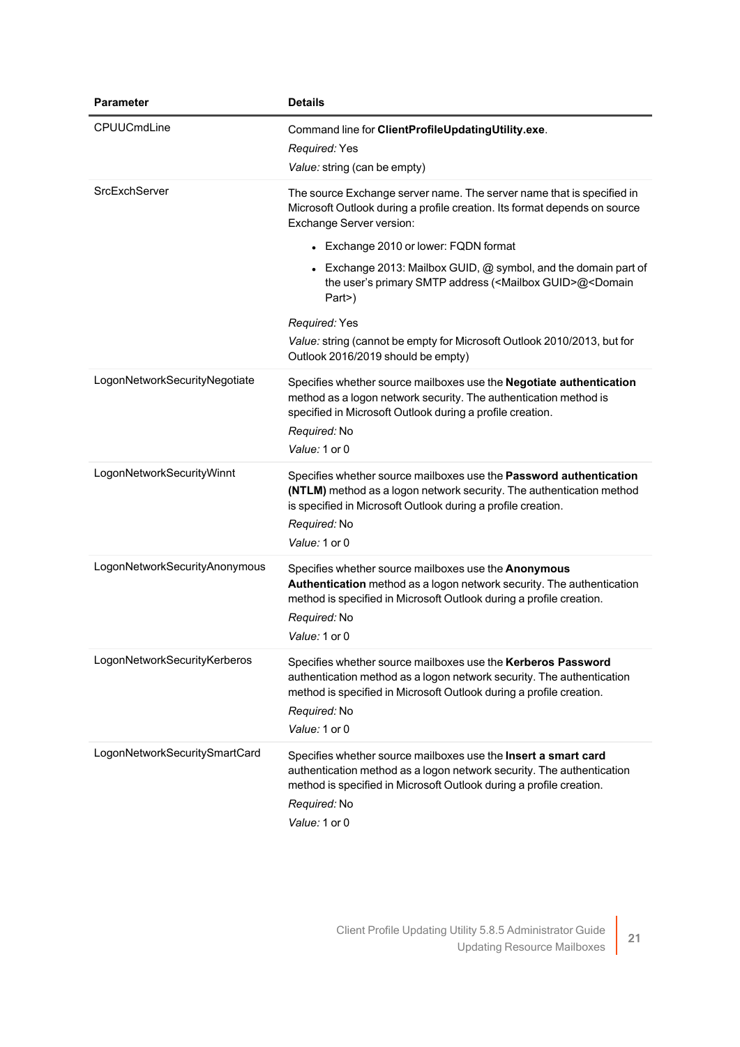| Parameter | Details |
|---|---|
| CPUUCmdLine | Command line for **ClientProfileUpdatingUtility.exe**.<br>*Required:* Yes<br>*Value:* string (can be empty) |
| SrcExchServer | The source Exchange server name. The server name that is specified in Microsoft Outlook during a profile creation. Its format depends on source Exchange Server version:<br>• Exchange 2010 or lower: FQDN format<br>• Exchange 2013: Mailbox GUID, @ symbol, and the domain part of the user's primary SMTP address (<Mailbox GUID>@<Domain Part>)<br>*Required:* Yes<br>*Value:* string (cannot be empty for Microsoft Outlook 2010/2013, but for Outlook 2016/2019 should be empty) |
| LogonNetworkSecurityNegotiate | Specifies whether source mailboxes use the **Negotiate authentication** method as a logon network security. The authentication method is specified in Microsoft Outlook during a profile creation.<br>*Required:* No<br>*Value:* 1 or 0 |
| LogonNetworkSecurityWinnt | Specifies whether source mailboxes use the **Password authentication (NTLM)** method as a logon network security. The authentication method is specified in Microsoft Outlook during a profile creation.<br>*Required:* No<br>*Value:* 1 or 0 |
| LogonNetworkSecurityAnonymous | Specifies whether source mailboxes use the **Anonymous Authentication** method as a logon network security. The authentication method is specified in Microsoft Outlook during a profile creation.<br>*Required:* No<br>*Value:* 1 or 0 |
| LogonNetworkSecurityKerberos | Specifies whether source mailboxes use the **Kerberos Password** authentication method as a logon network security. The authentication method is specified in Microsoft Outlook during a profile creation.<br>*Required:* No<br>*Value:* 1 or 0 |
| LogonNetworkSecuritySmartCard | Specifies whether source mailboxes use the **Insert a smart card** authentication method as a logon network security. The authentication method is specified in Microsoft Outlook during a profile creation.<br>*Required:* No<br>*Value:* 1 or 0 |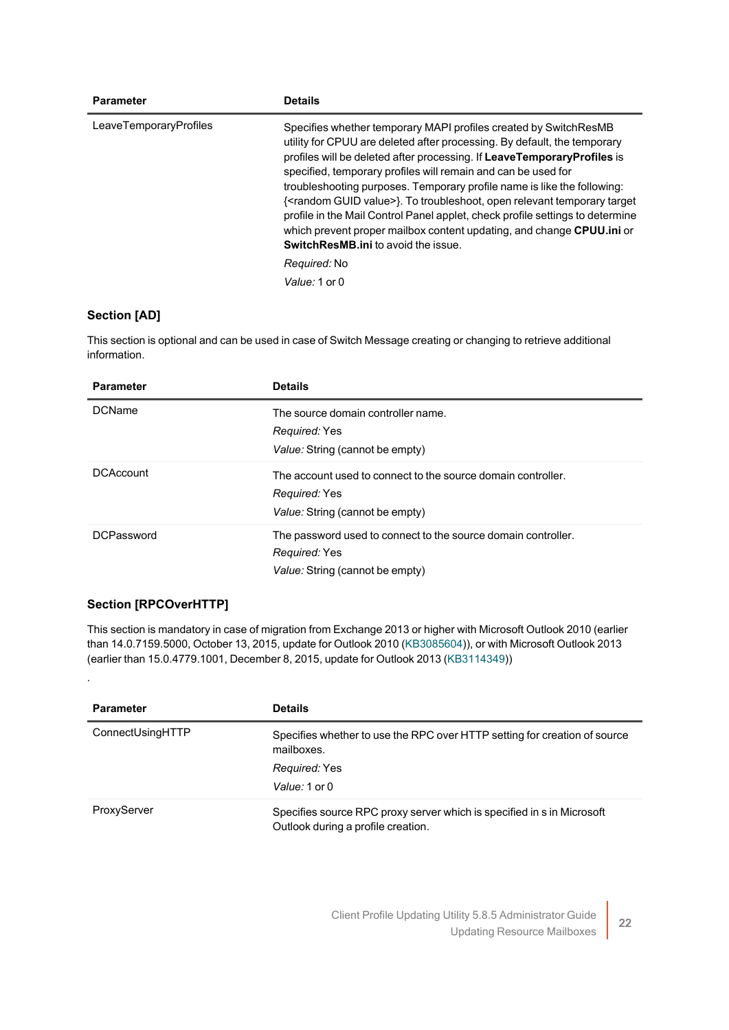| Parameter | Details |
| --- | --- |
| LeaveTemporaryProfiles | Specifies whether temporary MAPI profiles created by SwitchResMB utility for CPUU are deleted after processing. By default, the temporary profiles will be deleted after processing. If **LeaveTemporaryProfiles** is specified, temporary profiles will remain and can be used for troubleshooting purposes. Temporary profile name is like the following: {<random GUID value>}. To troubleshoot, open relevant temporary target profile in the Mail Control Panel applet, check profile settings to determine which prevent proper mailbox content updating, and change **CPUU.ini** or **SwitchResMB.ini** to avoid the issue.<br>*Required:* No<br>*Value:* 1 or 0 |

### Section [AD]

This section is optional and can be used in case of Switch Message creating or changing to retrieve additional information.

| Parameter | Details |
| --- | --- |
| DCName | The source domain controller name.<br>*Required:* Yes<br>*Value:* String (cannot be empty) |
| DCAccount | The account used to connect to the source domain controller.<br>*Required:* Yes<br>*Value:* String (cannot be empty) |
| DCPassword | The password used to connect to the source domain controller.<br>*Required:* Yes<br>*Value:* String (cannot be empty) |

### Section [RPCOverHTTP]

This section is mandatory in case of migration from Exchange 2013 or higher with Microsoft Outlook 2010 (earlier than 14.0.7159.5000, October 13, 2015, update for Outlook 2010 (KB3085604)), or with Microsoft Outlook 2013 (earlier than 15.0.4779.1001, December 8, 2015, update for Outlook 2013 (KB3114349))

.

| Parameter | Details |
| --- | --- |
| ConnectUsingHTTP | Specifies whether to use the RPC over HTTP setting for creation of source mailboxes.<br>*Required:* Yes<br>*Value:* 1 or 0 |
| ProxyServer | Specifies source RPC proxy server which is specified in s in Microsoft Outlook during a profile creation. |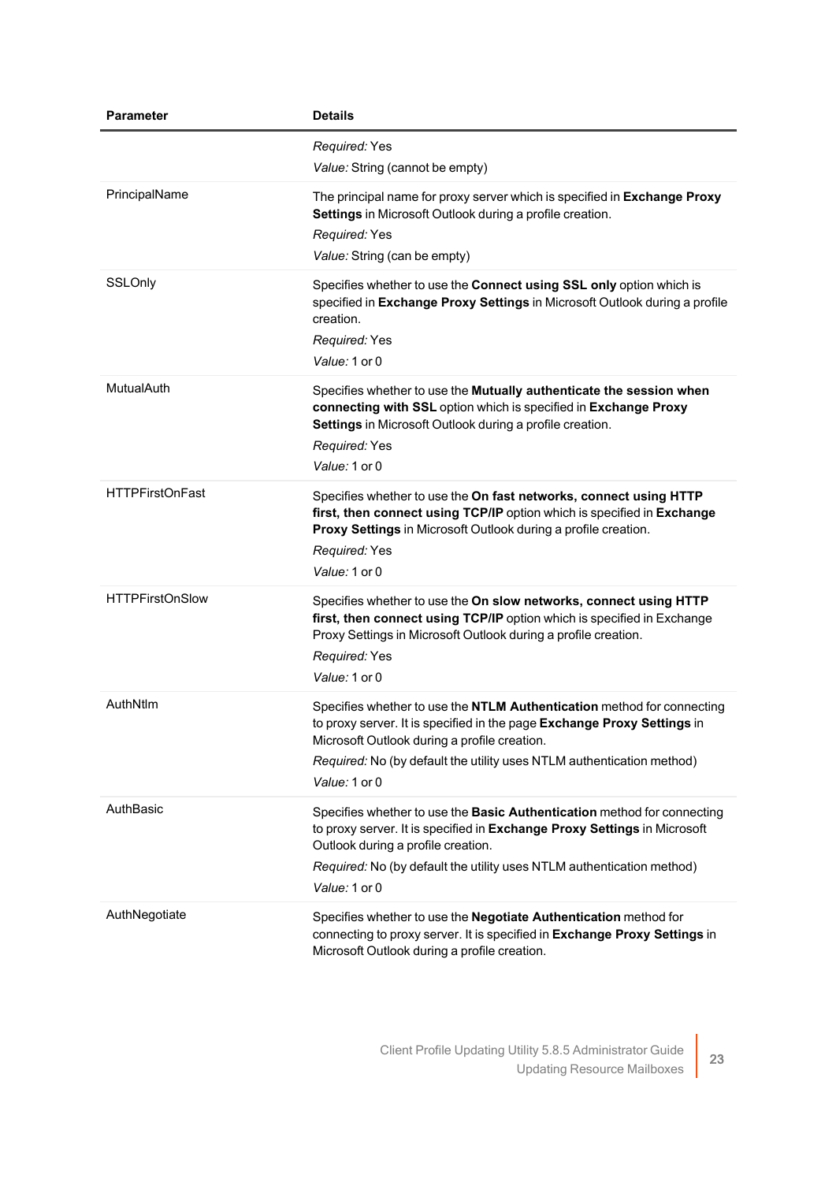| Parameter | Details |
|---|---|
| | *Required:* Yes<br>*Value:* String (cannot be empty) |
| PrincipalName | The principal name for proxy server which is specified in **Exchange Proxy Settings** in Microsoft Outlook during a profile creation.<br>*Required:* Yes<br>*Value:* String (can be empty) |
| SSLOnly | Specifies whether to use the **Connect using SSL only** option which is specified in **Exchange Proxy Settings** in Microsoft Outlook during a profile creation.<br>*Required:* Yes<br>*Value:* 1 or 0 |
| MutualAuth | Specifies whether to use the **Mutually authenticate the session when connecting with SSL** option which is specified in **Exchange Proxy Settings** in Microsoft Outlook during a profile creation.<br>*Required:* Yes<br>*Value:* 1 or 0 |
| HTTPFirstOnFast | Specifies whether to use the **On fast networks, connect using HTTP first, then connect using TCP/IP** option which is specified in **Exchange Proxy Settings** in Microsoft Outlook during a profile creation.<br>*Required:* Yes<br>*Value:* 1 or 0 |
| HTTPFirstOnSlow | Specifies whether to use the **On slow networks, connect using HTTP first, then connect using TCP/IP** option which is specified in Exchange Proxy Settings in Microsoft Outlook during a profile creation.<br>*Required:* Yes<br>*Value:* 1 or 0 |
| AuthNtlm | Specifies whether to use the **NTLM Authentication** method for connecting to proxy server. It is specified in the page **Exchange Proxy Settings** in Microsoft Outlook during a profile creation.<br>*Required:* No (by default the utility uses NTLM authentication method)<br>*Value:* 1 or 0 |
| AuthBasic | Specifies whether to use the **Basic Authentication** method for connecting to proxy server. It is specified in **Exchange Proxy Settings** in Microsoft Outlook during a profile creation.<br>*Required:* No (by default the utility uses NTLM authentication method)<br>*Value:* 1 or 0 |
| AuthNegotiate | Specifies whether to use the **Negotiate Authentication** method for connecting to proxy server. It is specified in **Exchange Proxy Settings** in Microsoft Outlook during a profile creation. |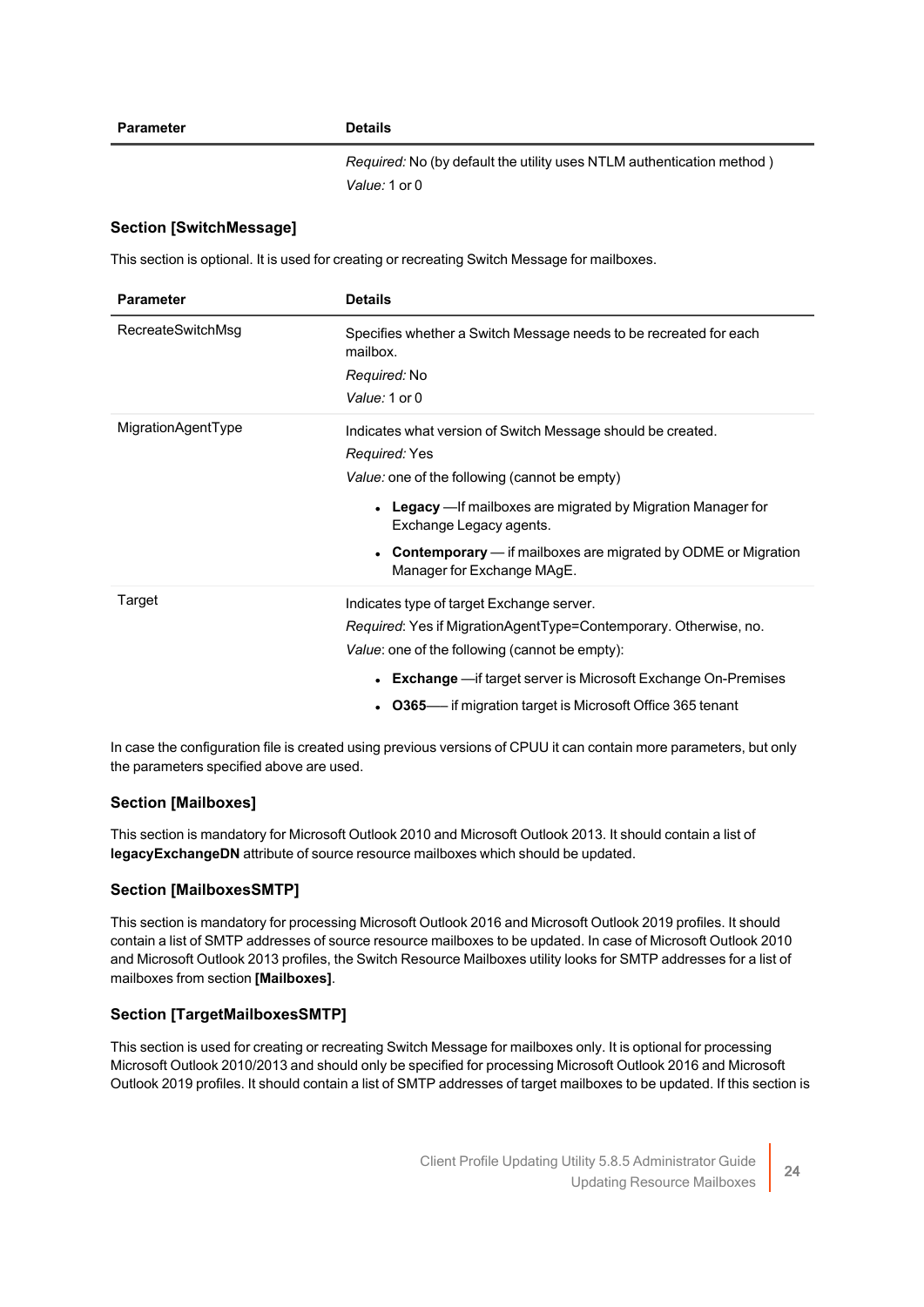| Parameter | Details |
|---|---|
| | *Required:* No (by default the utility uses NTLM authentication method ) <br> *Value:* 1 or 0 |

### Section [SwitchMessage]

This section is optional. It is used for creating or recreating Switch Message for mailboxes.

| Parameter | Details |
|---|---|
| RecreateSwitchMsg | Specifies whether a Switch Message needs to be recreated for each mailbox. <br> *Required:* No <br> *Value:* 1 or 0 |
| MigrationAgentType | Indicates what version of Switch Message should be created. <br> *Required:* Yes <br> *Value:* one of the following (cannot be empty) <br> • **Legacy** —If mailboxes are migrated by Migration Manager for Exchange Legacy agents. <br> • **Contemporary** — if mailboxes are migrated by ODME or Migration Manager for Exchange MAgE. |
| Target | Indicates type of target Exchange server. <br> *Required*: Yes if MigrationAgentType=Contemporary. Otherwise, no. <br> *Value*: one of the following (cannot be empty): <br> • **Exchange** —if target server is Microsoft Exchange On-Premises <br> • **O365**— if migration target is Microsoft Office 365 tenant |

In case the configuration file is created using previous versions of CPUU it can contain more parameters, but only the parameters specified above are used.

### Section [Mailboxes]

This section is mandatory for Microsoft Outlook 2010 and Microsoft Outlook 2013. It should contain a list of **legacyExchangeDN** attribute of source resource mailboxes which should be updated.

### Section [MailboxesSMTP]

This section is mandatory for processing Microsoft Outlook 2016 and Microsoft Outlook 2019 profiles. It should contain a list of SMTP addresses of source resource mailboxes to be updated. In case of Microsoft Outlook 2010 and Microsoft Outlook 2013 profiles, the Switch Resource Mailboxes utility looks for SMTP addresses for a list of mailboxes from section **[Mailboxes]**.

### Section [TargetMailboxesSMTP]

This section is used for creating or recreating Switch Message for mailboxes only. It is optional for processing Microsoft Outlook 2010/2013 and should only be specified for processing Microsoft Outlook 2016 and Microsoft Outlook 2019 profiles. It should contain a list of SMTP addresses of target mailboxes to be updated. If this section is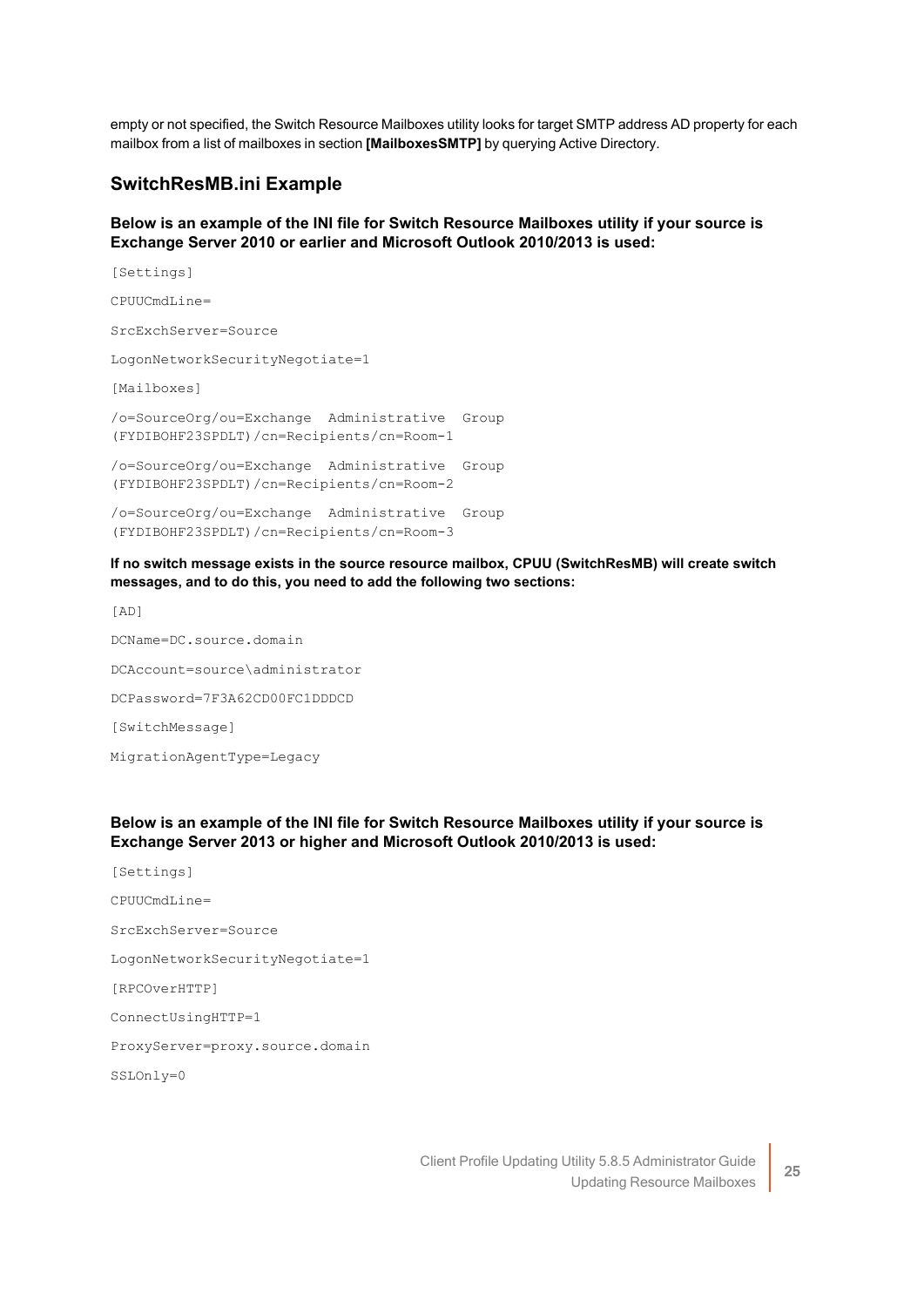empty or not specified, the Switch Resource Mailboxes utility looks for target SMTP address AD property for each mailbox from a list of mailboxes in section **[MailboxesSMTP]** by querying Active Directory.

## SwitchResMB.ini Example

**Below is an example of the INI file for Switch Resource Mailboxes utility if your source is Exchange Server 2010 or earlier and Microsoft Outlook 2010/2013 is used:**

```
[Settings]
CPUUCmdLine=
SrcExchServer=Source
LogonNetworkSecurityNegotiate=1
[Mailboxes]
/o=SourceOrg/ou=Exchange Administrative Group (FYDIBOHF23SPDLT)/cn=Recipients/cn=Room-1
/o=SourceOrg/ou=Exchange Administrative Group (FYDIBOHF23SPDLT)/cn=Recipients/cn=Room-2
/o=SourceOrg/ou=Exchange Administrative Group (FYDIBOHF23SPDLT)/cn=Recipients/cn=Room-3
```

**If no switch message exists in the source resource mailbox, CPUU (SwitchResMB) will create switch messages, and to do this, you need to add the following two sections:**

```
[AD]
DCName=DC.source.domain
DCAccount=source\administrator
DCPassword=7F3A62CD00FC1DDDCD
[SwitchMessage]
MigrationAgentType=Legacy
```

**Below is an example of the INI file for Switch Resource Mailboxes utility if your source is Exchange Server 2013 or higher and Microsoft Outlook 2010/2013 is used:**

```
[Settings]
CPUUCmdLine=
SrcExchServer=Source
LogonNetworkSecurityNegotiate=1
[RPCOverHTTP]
ConnectUsingHTTP=1
ProxyServer=proxy.source.domain
SSLOnly=0
```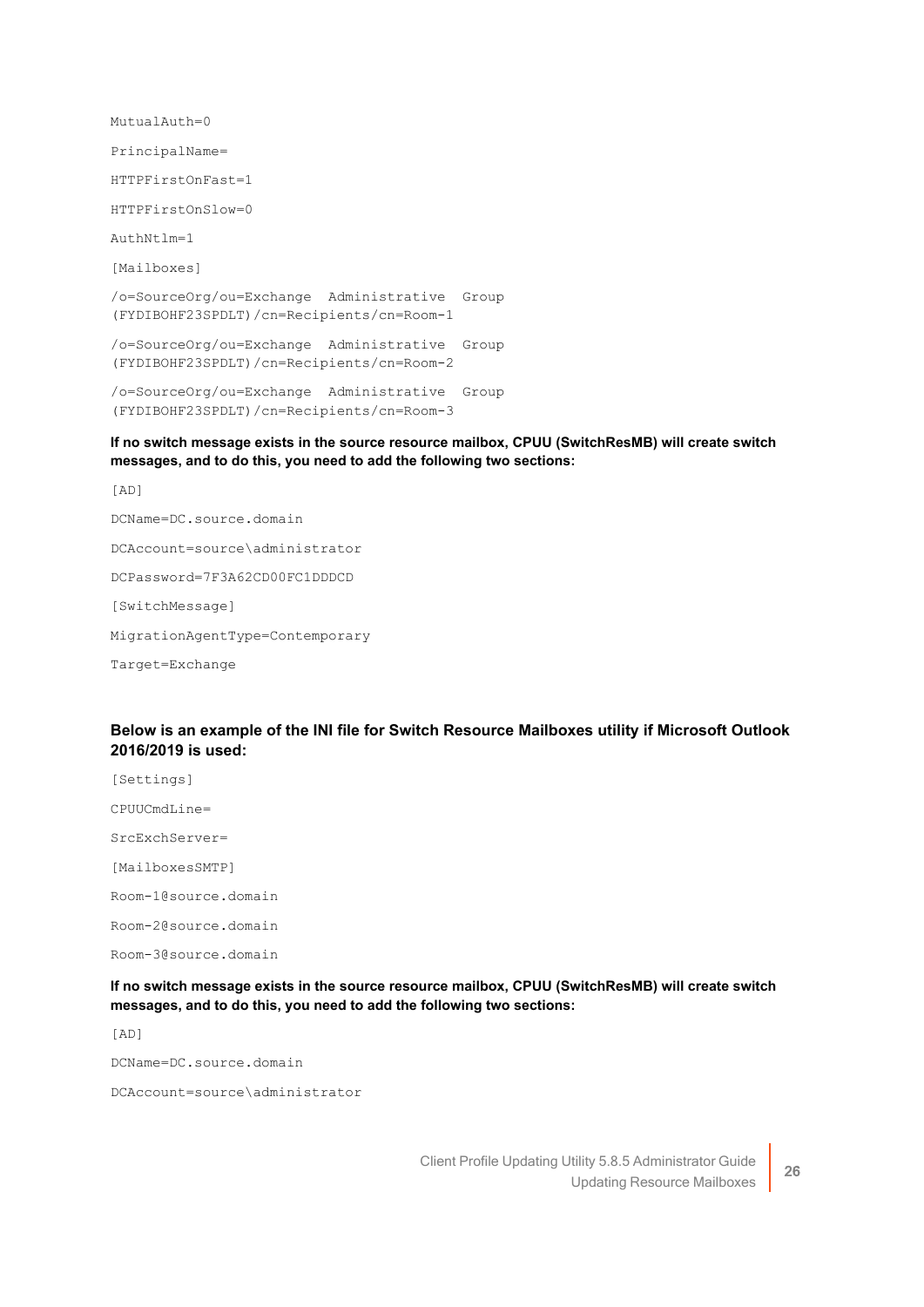```
MutualAuth=0
PrincipalName=
HTTPFirstOnFast=1
HTTPFirstOnSlow=0
AuthNtlm=1
[Mailboxes]
/o=SourceOrg/ou=Exchange Administrative Group
(FYDIBOHF23SPDLT)/cn=Recipients/cn=Room-1
/o=SourceOrg/ou=Exchange Administrative Group
(FYDIBOHF23SPDLT)/cn=Recipients/cn=Room-2
/o=SourceOrg/ou=Exchange Administrative Group
(FYDIBOHF23SPDLT)/cn=Recipients/cn=Room-3
```

**If no switch message exists in the source resource mailbox, CPUU (SwitchResMB) will create switch messages, and to do this, you need to add the following two sections:**

```
[AD]
DCName=DC.source.domain
DCAccount=source\administrator
DCPassword=7F3A62CD00FC1DDDCD
[SwitchMessage]
MigrationAgentType=Contemporary
Target=Exchange
```

**Below is an example of the INI file for Switch Resource Mailboxes utility if Microsoft Outlook 2016/2019 is used:**

```
[Settings]
CPUUCmdLine=
SrcExchServer=
[MailboxesSMTP]
Room-1@source.domain
Room-2@source.domain
Room-3@source.domain
```

**If no switch message exists in the source resource mailbox, CPUU (SwitchResMB) will create switch messages, and to do this, you need to add the following two sections:**

```
[AD]
DCName=DC.source.domain
DCAccount=source\administrator
```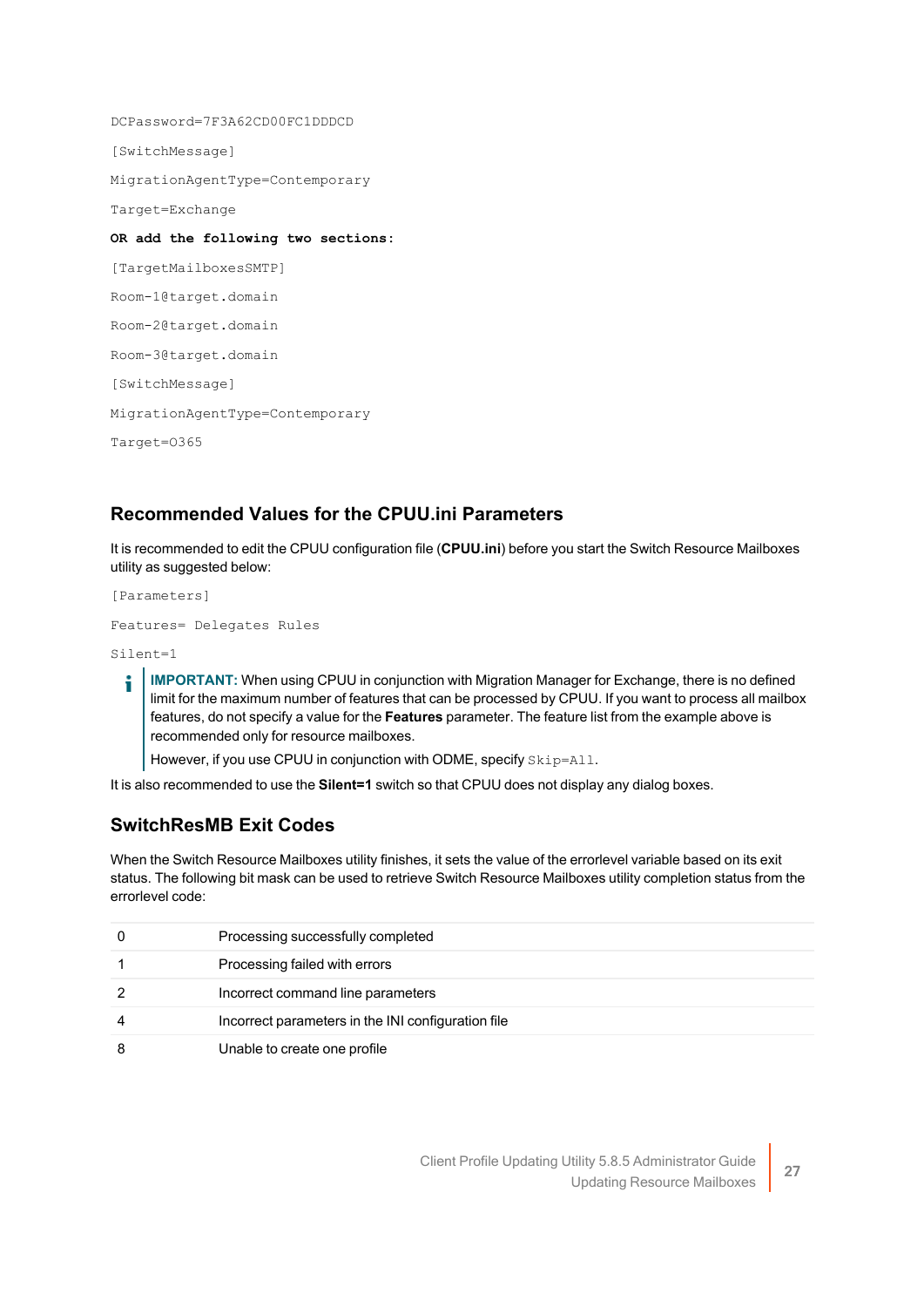```
DCPassword=7F3A62CD00FC1DDDCD

[SwitchMessage]

MigrationAgentType=Contemporary

Target=Exchange
```

**OR add the following two sections:**

```
[TargetMailboxesSMTP]

Room-1@target.domain

Room-2@target.domain

Room-3@target.domain

[SwitchMessage]

MigrationAgentType=Contemporary

Target=O365
```

## Recommended Values for the CPUU.ini Parameters

It is recommended to edit the CPUU configuration file (**CPUU.ini**) before you start the Switch Resource Mailboxes utility as suggested below:

```
[Parameters]

Features= Delegates Rules

Silent=1
```

> **IMPORTANT:** When using CPUU in conjunction with Migration Manager for Exchange, there is no defined limit for the maximum number of features that can be processed by CPUU. If you want to process all mailbox features, do not specify a value for the **Features** parameter. The feature list from the example above is recommended only for resource mailboxes.
>
> However, if you use CPUU in conjunction with ODME, specify `Skip=All`.

It is also recommended to use the **Silent=1** switch so that CPUU does not display any dialog boxes.

## SwitchResMB Exit Codes

When the Switch Resource Mailboxes utility finishes, it sets the value of the errorlevel variable based on its exit status. The following bit mask can be used to retrieve Switch Resource Mailboxes utility completion status from the errorlevel code:

| Code | Description |
|---|---|
| 0 | Processing successfully completed |
| 1 | Processing failed with errors |
| 2 | Incorrect command line parameters |
| 4 | Incorrect parameters in the INI configuration file |
| 8 | Unable to create one profile |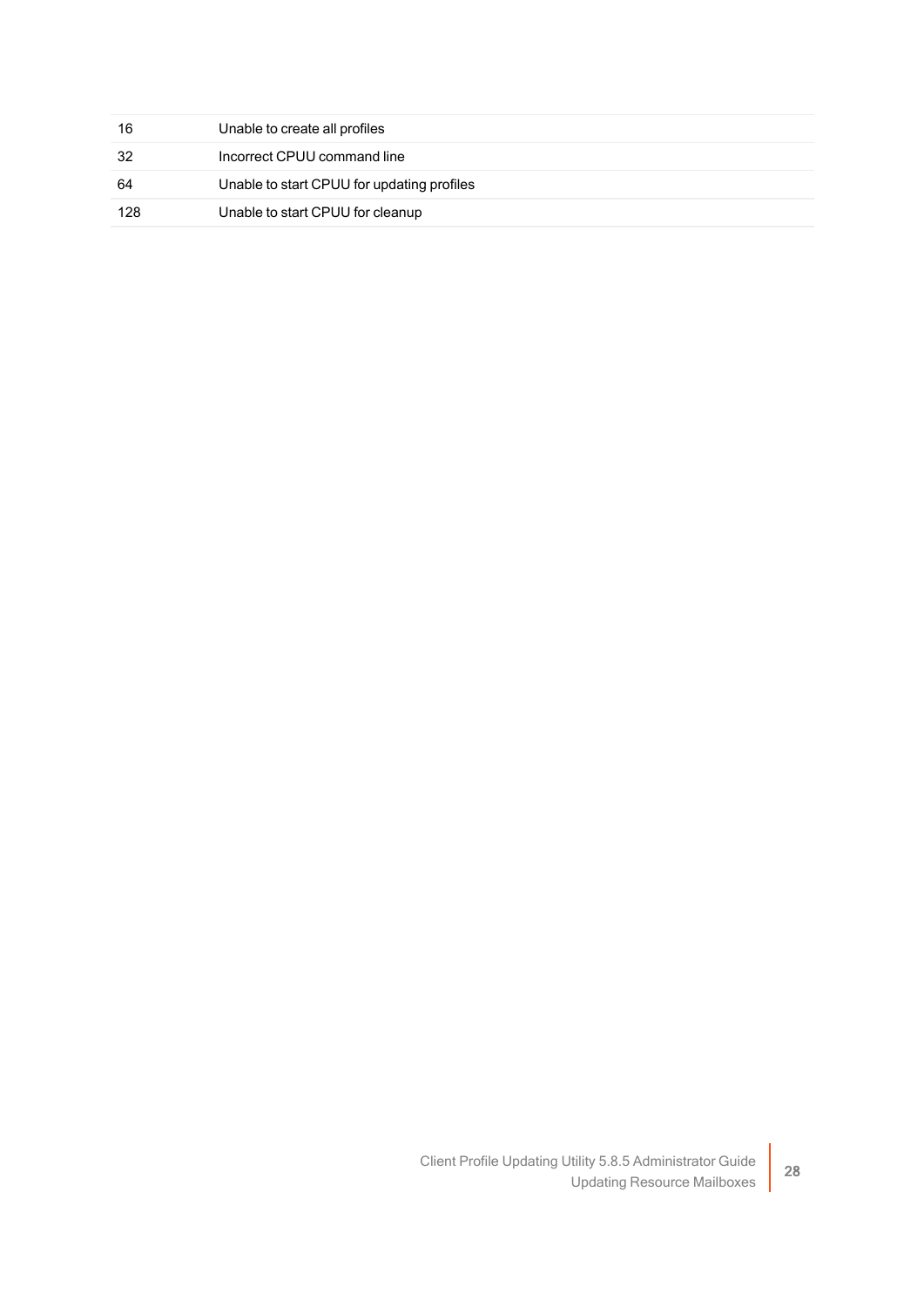| | |
|---|---|
| 16 | Unable to create all profiles |
| 32 | Incorrect CPUU command line |
| 64 | Unable to start CPUU for updating profiles |
| 128 | Unable to start CPUU for cleanup |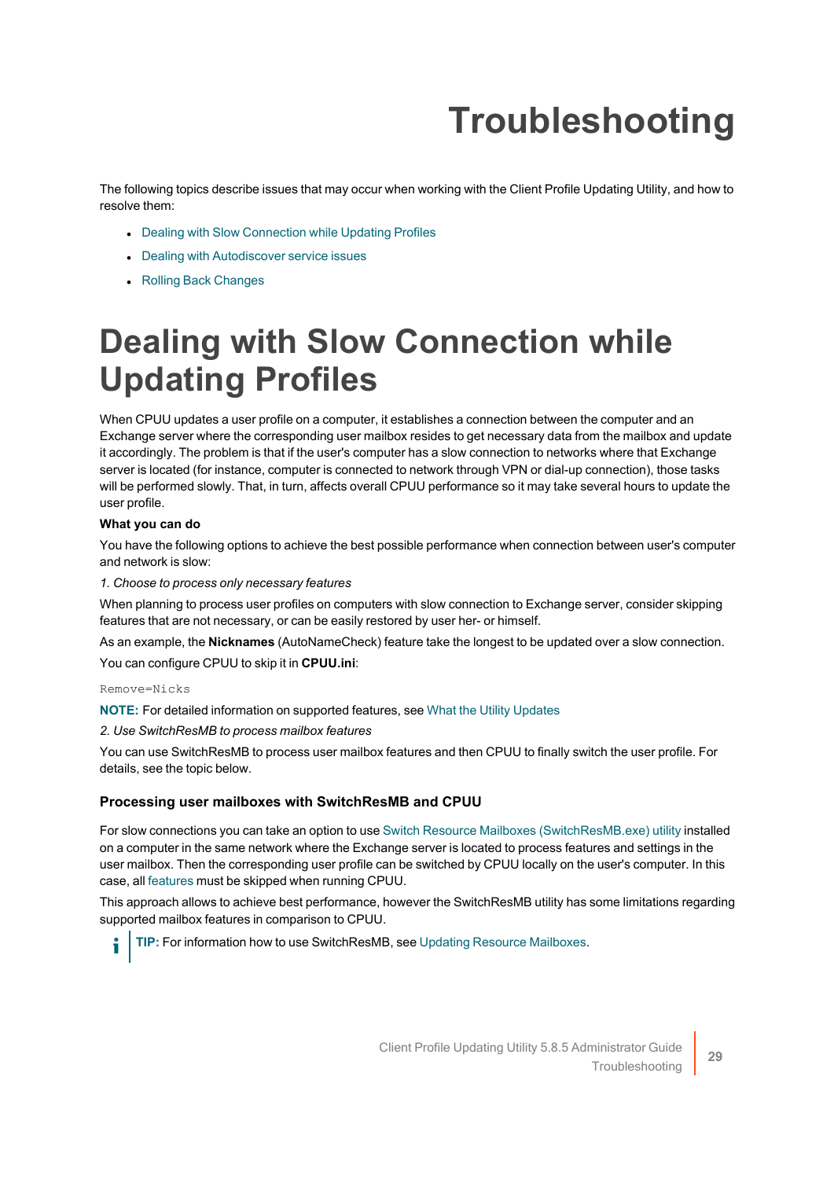# Troubleshooting

The following topics describe issues that may occur when working with the Client Profile Updating Utility, and how to resolve them:

- Dealing with Slow Connection while Updating Profiles
- Dealing with Autodiscover service issues
- Rolling Back Changes

# Dealing with Slow Connection while Updating Profiles

When CPUU updates a user profile on a computer, it establishes a connection between the computer and an Exchange server where the corresponding user mailbox resides to get necessary data from the mailbox and update it accordingly. The problem is that if the user's computer has a slow connection to networks where that Exchange server is located (for instance, computer is connected to network through VPN or dial-up connection), those tasks will be performed slowly. That, in turn, affects overall CPUU performance so it may take several hours to update the user profile.

**What you can do**

You have the following options to achieve the best possible performance when connection between user's computer and network is slow:

*1. Choose to process only necessary features*

When planning to process user profiles on computers with slow connection to Exchange server, consider skipping features that are not necessary, or can be easily restored by user her- or himself.

As an example, the **Nicknames** (AutoNameCheck) feature take the longest to be updated over a slow connection.

You can configure CPUU to skip it in **CPUU.ini**:

```
Remove=Nicks
```

**NOTE:** For detailed information on supported features, see What the Utility Updates

*2. Use SwitchResMB to process mailbox features*

You can use SwitchResMB to process user mailbox features and then CPUU to finally switch the user profile. For details, see the topic below.

### Processing user mailboxes with SwitchResMB and CPUU

For slow connections you can take an option to use Switch Resource Mailboxes (SwitchResMB.exe) utility installed on a computer in the same network where the Exchange server is located to process features and settings in the user mailbox. Then the corresponding user profile can be switched by CPUU locally on the user's computer. In this case, all features must be skipped when running CPUU.

This approach allows to achieve best performance, however the SwitchResMB utility has some limitations regarding supported mailbox features in comparison to CPUU.

**TIP:** For information how to use SwitchResMB, see Updating Resource Mailboxes.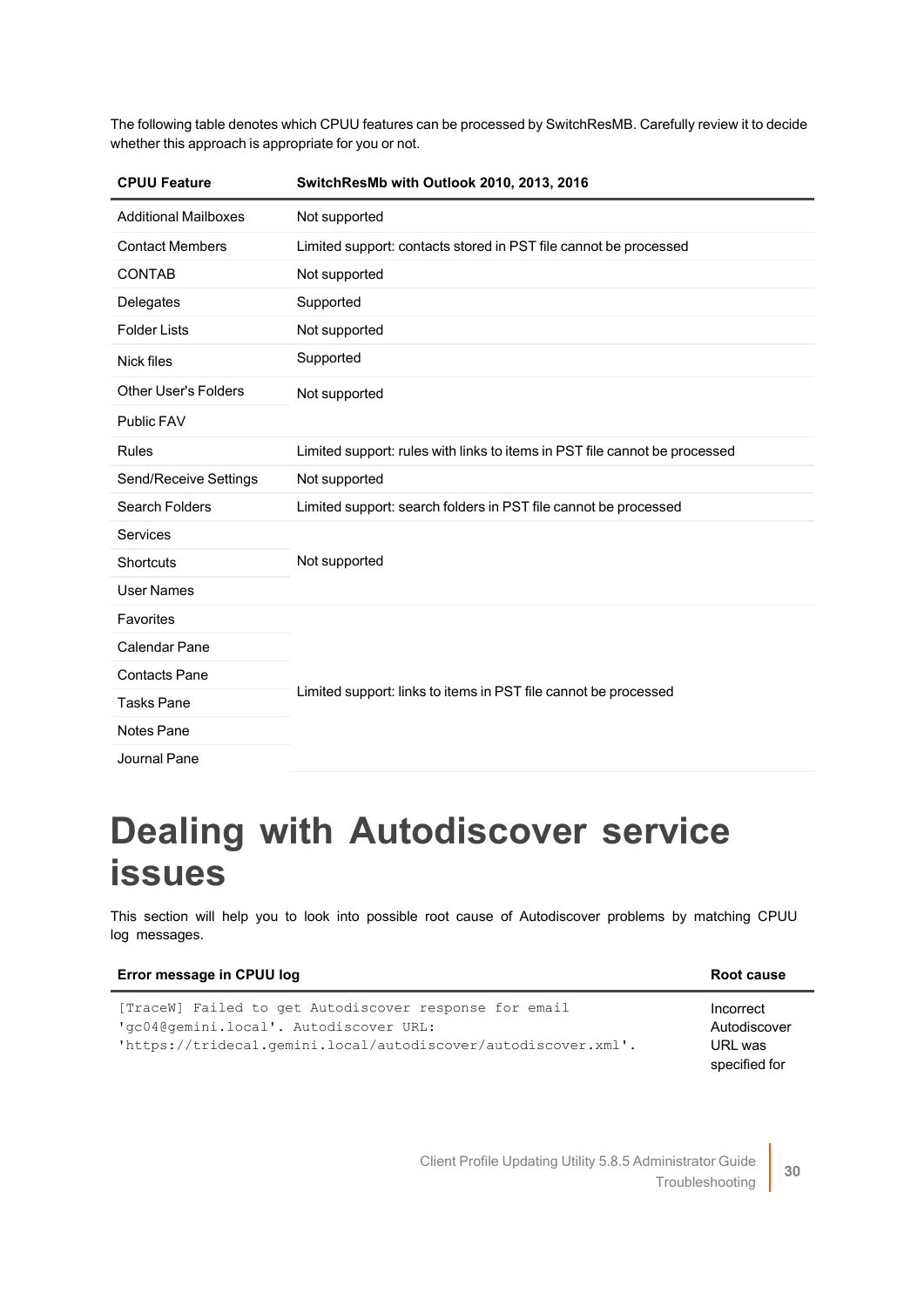The following table denotes which CPUU features can be processed by SwitchResMB. Carefully review it to decide whether this approach is appropriate for you or not.

| CPUU Feature | SwitchResMb with Outlook 2010, 2013, 2016 |
| --- | --- |
| Additional Mailboxes | Not supported |
| Contact Members | Limited support: contacts stored in PST file cannot be processed |
| CONTAB | Not supported |
| Delegates | Supported |
| Folder Lists | Not supported |
| Nick files | Supported |
| Other User's Folders | Not supported |
| Public FAV | |
| Rules | Limited support: rules with links to items in PST file cannot be processed |
| Send/Receive Settings | Not supported |
| Search Folders | Limited support: search folders in PST file cannot be processed |
| Services | Not supported |
| Shortcuts | |
| User Names | |
| Favorites | Limited support: links to items in PST file cannot be processed |
| Calendar Pane | |
| Contacts Pane | |
| Tasks Pane | |
| Notes Pane | |
| Journal Pane | |

# Dealing with Autodiscover service issues

This section will help you to look into possible root cause of Autodiscover problems by matching CPUU log messages.

| Error message in CPUU log | Root cause |
| --- | --- |
| `[TraceW] Failed to get Autodiscover response for email 'gc04@gemini.local'. Autodiscover URL: 'https://tridecal.gemini.local/autodiscover/autodiscover.xml'.` | Incorrect Autodiscover URL was specified for |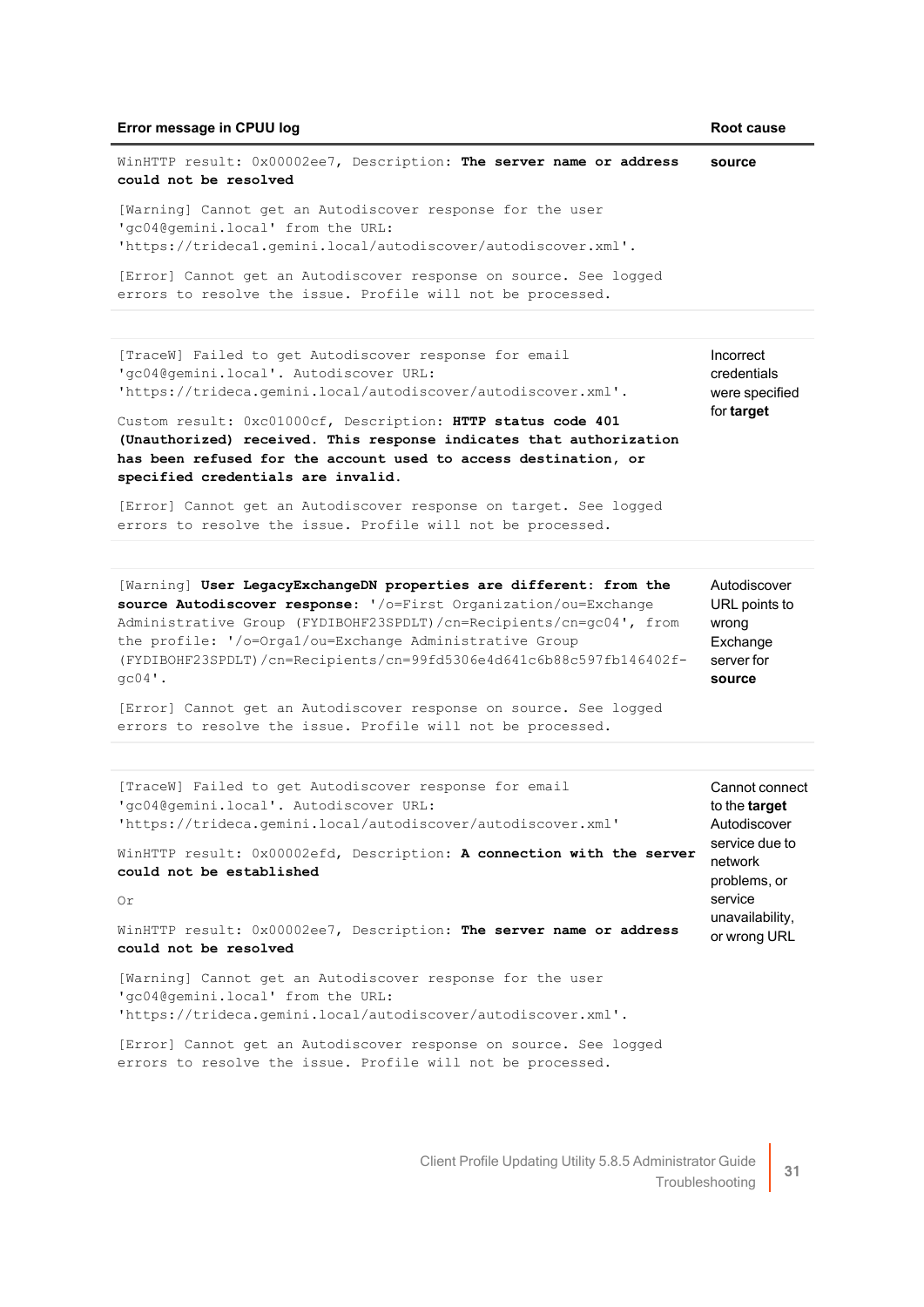| Error message in CPUU log | Root cause |
|---|---|
| `WinHTTP result: 0x00002ee7, Description:` **`The server name or address could not be resolved`**<br><br>`[Warning] Cannot get an Autodiscover response for the user 'gc04@gemini.local' from the URL: 'https://trideca1.gemini.local/autodiscover/autodiscover.xml'.`<br><br>`[Error] Cannot get an Autodiscover response on source. See logged errors to resolve the issue. Profile will not be processed.` | **source** |
| `[TraceW] Failed to get Autodiscover response for email 'gc04@gemini.local'. Autodiscover URL: 'https://trideca.gemini.local/autodiscover/autodiscover.xml'.`<br><br>`Custom result: 0xc01000cf, Description:` **`HTTP status code 401 (Unauthorized) received. This response indicates that authorization has been refused for the account used to access destination, or specified credentials are invalid.`**<br><br>`[Error] Cannot get an Autodiscover response on target. See logged errors to resolve the issue. Profile will not be processed.` | Incorrect credentials were specified for **target** |
| `[Warning]` **`User LegacyExchangeDN properties are different: from the source Autodiscover response:`** `'/o=First Organization/ou=Exchange Administrative Group (FYDIBOHF23SPDLT)/cn=Recipients/cn=gc04', from the profile: '/o=Orga1/ou=Exchange Administrative Group (FYDIBOHF23SPDLT)/cn=Recipients/cn=99fd5306e4d641c6b88c597fb146402f-gc04'.`<br><br>`[Error] Cannot get an Autodiscover response on source. See logged errors to resolve the issue. Profile will not be processed.` | Autodiscover URL points to wrong Exchange server for **source** |
| `[TraceW] Failed to get Autodiscover response for email 'gc04@gemini.local'. Autodiscover URL: 'https://trideca.gemini.local/autodiscover/autodiscover.xml'`<br><br>`WinHTTP result: 0x00002efd, Description:` **`A connection with the server could not be established`**<br><br>`Or`<br><br>`WinHTTP result: 0x00002ee7, Description:` **`The server name or address could not be resolved`**<br><br>`[Warning] Cannot get an Autodiscover response for the user 'gc04@gemini.local' from the URL: 'https://trideca.gemini.local/autodiscover/autodiscover.xml'.`<br><br>`[Error] Cannot get an Autodiscover response on source. See logged errors to resolve the issue. Profile will not be processed.` | Cannot connect to the **target** Autodiscover service due to network problems, or service unavailability, or wrong URL |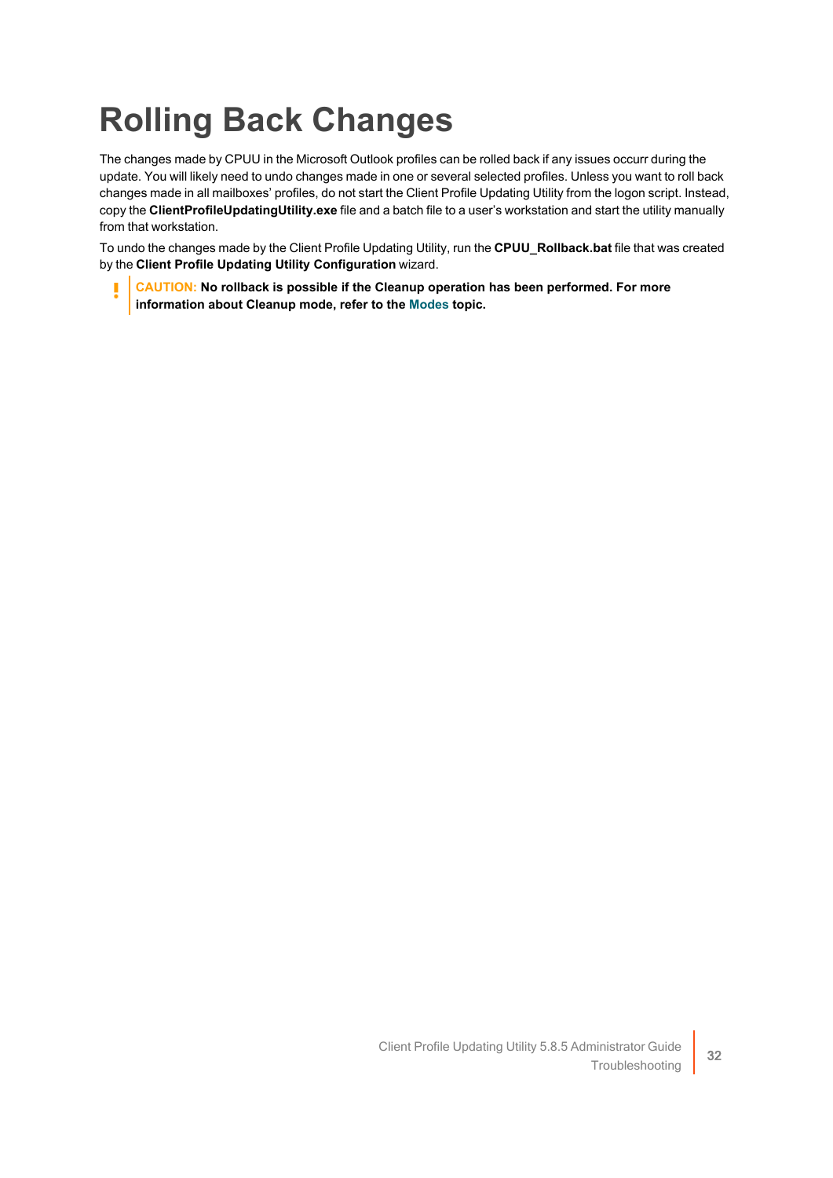# Rolling Back Changes

The changes made by CPUU in the Microsoft Outlook profiles can be rolled back if any issues occurr during the update. You will likely need to undo changes made in one or several selected profiles. Unless you want to roll back changes made in all mailboxes' profiles, do not start the Client Profile Updating Utility from the logon script. Instead, copy the **ClientProfileUpdatingUtility.exe** file and a batch file to a user's workstation and start the utility manually from that workstation.

To undo the changes made by the Client Profile Updating Utility, run the **CPUU_Rollback.bat** file that was created by the **Client Profile Updating Utility Configuration** wizard.

> **CAUTION: No rollback is possible if the Cleanup operation has been performed. For more information about Cleanup mode, refer to the Modes topic.**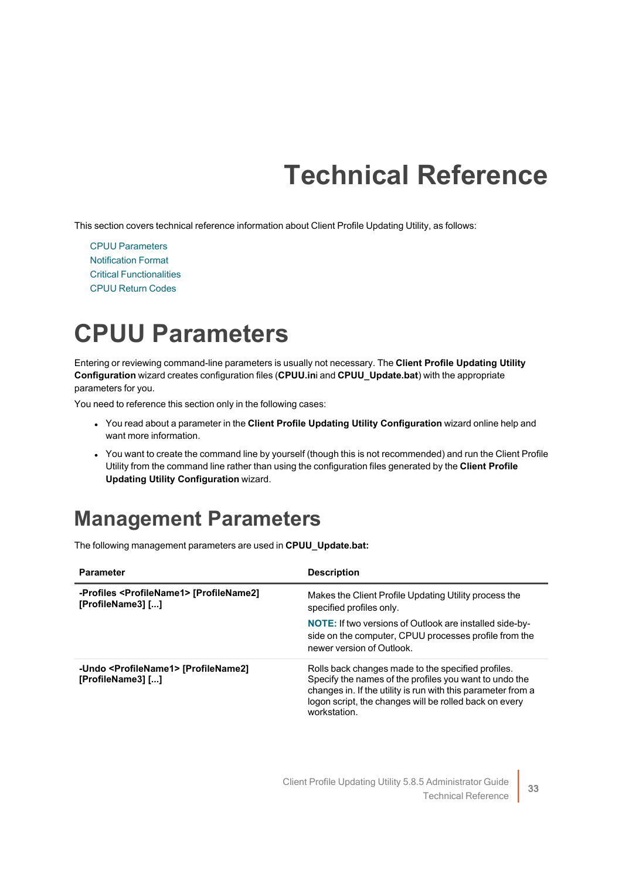# Technical Reference

This section covers technical reference information about Client Profile Updating Utility, as follows:

- CPUU Parameters
- Notification Format
- Critical Functionalities
- CPUU Return Codes

# CPUU Parameters

Entering or reviewing command-line parameters is usually not necessary. The **Client Profile Updating Utility Configuration** wizard creates configuration files (**CPUU.in**i and **CPUU_Update.bat**) with the appropriate parameters for you.

You need to reference this section only in the following cases:

- You read about a parameter in the **Client Profile Updating Utility Configuration** wizard online help and want more information.
- You want to create the command line by yourself (though this is not recommended) and run the Client Profile Utility from the command line rather than using the configuration files generated by the **Client Profile Updating Utility Configuration** wizard.

## Management Parameters

The following management parameters are used in **CPUU_Update.bat:**

| Parameter | Description |
| --- | --- |
| **-Profiles <ProfileName1> [ProfileName2] [ProfileName3] [...]** | Makes the Client Profile Updating Utility process the specified profiles only.<br><br>**NOTE:** If two versions of Outlook are installed side-by-side on the computer, CPUU processes profile from the newer version of Outlook. |
| **-Undo <ProfileName1> [ProfileName2] [ProfileName3] [...]** | Rolls back changes made to the specified profiles. Specify the names of the profiles you want to undo the changes in. If the utility is run with this parameter from a logon script, the changes will be rolled back on every workstation. |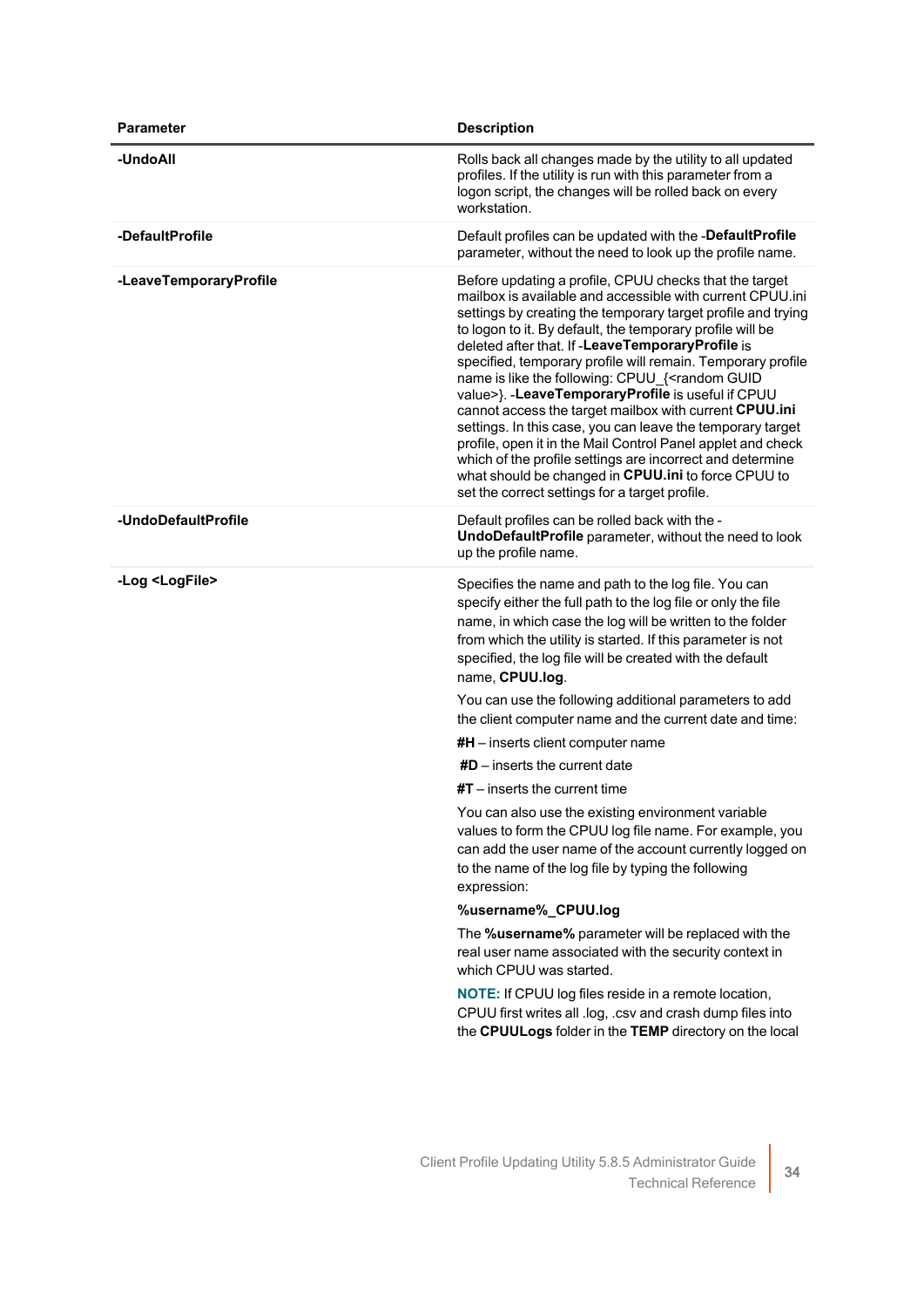| Parameter | Description |
|---|---|
| **-UndoAll** | Rolls back all changes made by the utility to all updated profiles. If the utility is run with this parameter from a logon script, the changes will be rolled back on every workstation. |
| **-DefaultProfile** | Default profiles can be updated with the -**DefaultProfile** parameter, without the need to look up the profile name. |
| **-LeaveTemporaryProfile** | Before updating a profile, CPUU checks that the target mailbox is available and accessible with current CPUU.ini settings by creating the temporary target profile and trying to logon to it. By default, the temporary profile will be deleted after that. If -**LeaveTemporaryProfile** is specified, temporary profile will remain. Temporary profile name is like the following: CPUU_{<random GUID value>}. -**LeaveTemporaryProfile** is useful if CPUU cannot access the target mailbox with current **CPUU.ini** settings. In this case, you can leave the temporary target profile, open it in the Mail Control Panel applet and check which of the profile settings are incorrect and determine what should be changed in **CPUU.ini** to force CPUU to set the correct settings for a target profile. |
| **-UndoDefaultProfile** | Default profiles can be rolled back with the -**UndoDefaultProfile** parameter, without the need to look up the profile name. |
| **-Log <LogFile>** | Specifies the name and path to the log file. You can specify either the full path to the log file or only the file name, in which case the log will be written to the folder from which the utility is started. If this parameter is not specified, the log file will be created with the default name, **CPUU.log**.<br><br>You can use the following additional parameters to add the client computer name and the current date and time:<br><br>**#H** – inserts client computer name<br><br>**#D** – inserts the current date<br><br>**#T** – inserts the current time<br><br>You can also use the existing environment variable values to form the CPUU log file name. For example, you can add the user name of the account currently logged on to the name of the log file by typing the following expression:<br><br>**%username%_CPUU.log**<br><br>The **%username%** parameter will be replaced with the real user name associated with the security context in which CPUU was started.<br><br>**NOTE:** If CPUU log files reside in a remote location, CPUU first writes all .log, .csv and crash dump files into the **CPUULogs** folder in the **TEMP** directory on the local |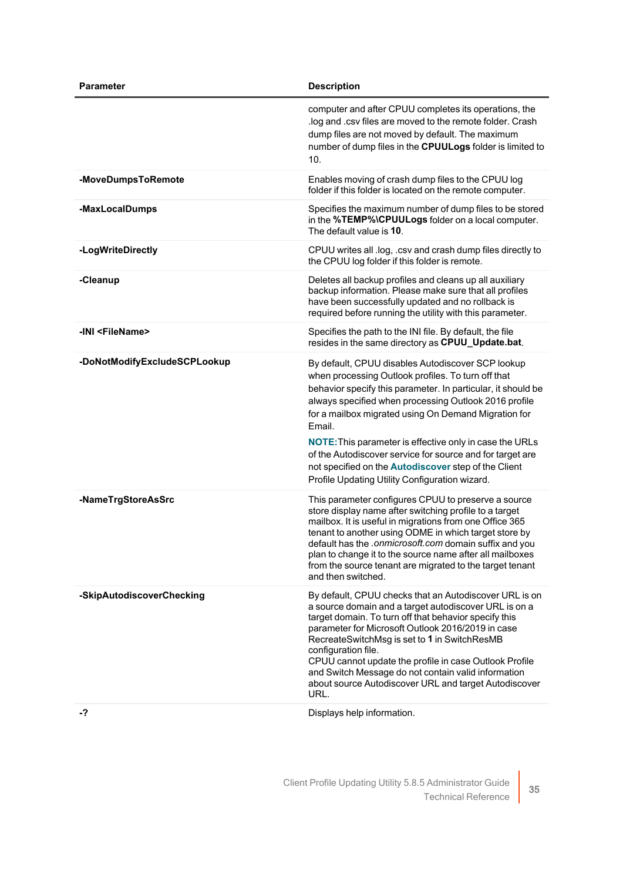| Parameter | Description |
|---|---|
| | computer and after CPUU completes its operations, the .log and .csv files are moved to the remote folder. Crash dump files are not moved by default. The maximum number of dump files in the **CPUULogs** folder is limited to 10. |
| **-MoveDumpsToRemote** | Enables moving of crash dump files to the CPUU log folder if this folder is located on the remote computer. |
| **-MaxLocalDumps** | Specifies the maximum number of dump files to be stored in the **%TEMP%\CPUULogs** folder on a local computer. The default value is **10**. |
| **-LogWriteDirectly** | CPUU writes all .log, .csv and crash dump files directly to the CPUU log folder if this folder is remote. |
| **-Cleanup** | Deletes all backup profiles and cleans up all auxiliary backup information. Please make sure that all profiles have been successfully updated and no rollback is required before running the utility with this parameter. |
| **-INI <FileName>** | Specifies the path to the INI file. By default, the file resides in the same directory as **CPUU_Update.bat**. |
| **-DoNotModifyExcludeSCPLookup** | By default, CPUU disables Autodiscover SCP lookup when processing Outlook profiles. To turn off that behavior specify this parameter. In particular, it should be always specified when processing Outlook 2016 profile for a mailbox migrated using On Demand Migration for Email.<br><br>**NOTE:** This parameter is effective only in case the URLs of the Autodiscover service for source and for target are not specified on the **Autodiscover** step of the Client Profile Updating Utility Configuration wizard. |
| **-NameTrgStoreAsSrc** | This parameter configures CPUU to preserve a source store display name after switching profile to a target mailbox. It is useful in migrations from one Office 365 tenant to another using ODME in which target store by default has the *.onmicrosoft.com* domain suffix and you plan to change it to the source name after all mailboxes from the source tenant are migrated to the target tenant and then switched. |
| **-SkipAutodiscoverChecking** | By default, CPUU checks that an Autodiscover URL is on a source domain and a target autodiscover URL is on a target domain. To turn off that behavior specify this parameter for Microsoft Outlook 2016/2019 in case RecreateSwitchMsg is set to **1** in SwitchResMB configuration file.<br>CPUU cannot update the profile in case Outlook Profile and Switch Message do not contain valid information about source Autodiscover URL and target Autodiscover URL. |
| **-?** | Displays help information. |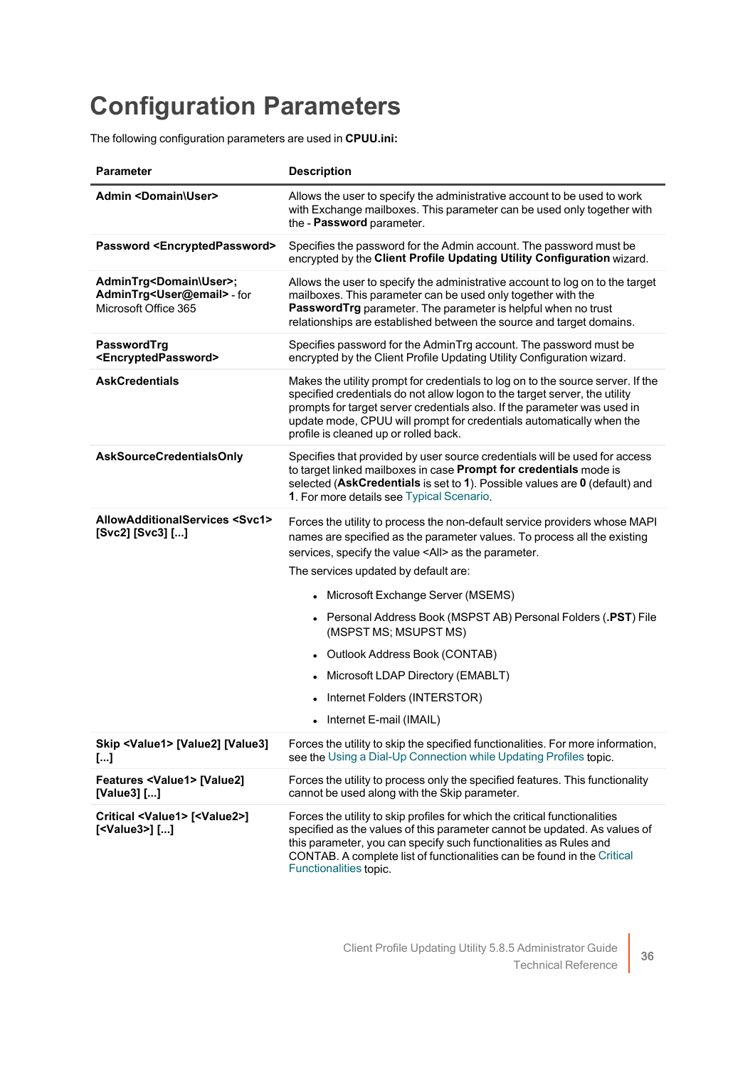# Configuration Parameters

The following configuration parameters are used in **CPUU.ini:**

| Parameter | Description |
|---|---|
| **Admin <Domain\User>** | Allows the user to specify the administrative account to be used to work with Exchange mailboxes. This parameter can be used only together with the - **Password** parameter. |
| **Password <EncryptedPassword>** | Specifies the password for the Admin account. The password must be encrypted by the **Client Profile Updating Utility Configuration** wizard. |
| **AdminTrg<Domain\User>; AdminTrg<User@email>** - for Microsoft Office 365 | Allows the user to specify the administrative account to log on to the target mailboxes. This parameter can be used only together with the **PasswordTrg** parameter. The parameter is helpful when no trust relationships are established between the source and target domains. |
| **PasswordTrg <EncryptedPassword>** | Specifies password for the AdminTrg account. The password must be encrypted by the Client Profile Updating Utility Configuration wizard. |
| **AskCredentials** | Makes the utility prompt for credentials to log on to the source server. If the specified credentials do not allow logon to the target server, the utility prompts for target server credentials also. If the parameter was used in update mode, CPUU will prompt for credentials automatically when the profile is cleaned up or rolled back. |
| **AskSourceCredentialsOnly** | Specifies that provided by user source credentials will be used for access to target linked mailboxes in case **Prompt for credentials** mode is selected (**AskCredentials** is set to **1**). Possible values are **0** (default) and **1**. For more details see Typical Scenario. |
| **AllowAdditionalServices <Svc1> [Svc2] [Svc3] [...]** | Forces the utility to process the non-default service providers whose MAPI names are specified as the parameter values. To process all the existing services, specify the value <All> as the parameter.<br><br>The services updated by default are:<br><br>• Microsoft Exchange Server (MSEMS)<br>• Personal Address Book (MSPST AB) Personal Folders (**.PST**) File (MSPST MS; MSUPST MS)<br>• Outlook Address Book (CONTAB)<br>• Microsoft LDAP Directory (EMABLT)<br>• Internet Folders (INTERSTOR)<br>• Internet E-mail (IMAIL) |
| **Skip <Value1> [Value2] [Value3] [...]** | Forces the utility to skip the specified functionalities. For more information, see the Using a Dial-Up Connection while Updating Profiles topic. |
| **Features <Value1> [Value2] [Value3] [...]** | Forces the utility to process only the specified features. This functionality cannot be used along with the Skip parameter. |
| **Critical <Value1> [<Value2>] [<Value3>] [...]** | Forces the utility to skip profiles for which the critical functionalities specified as the values of this parameter cannot be updated. As values of this parameter, you can specify such functionalities as Rules and CONTAB. A complete list of functionalities can be found in the Critical Functionalities topic. |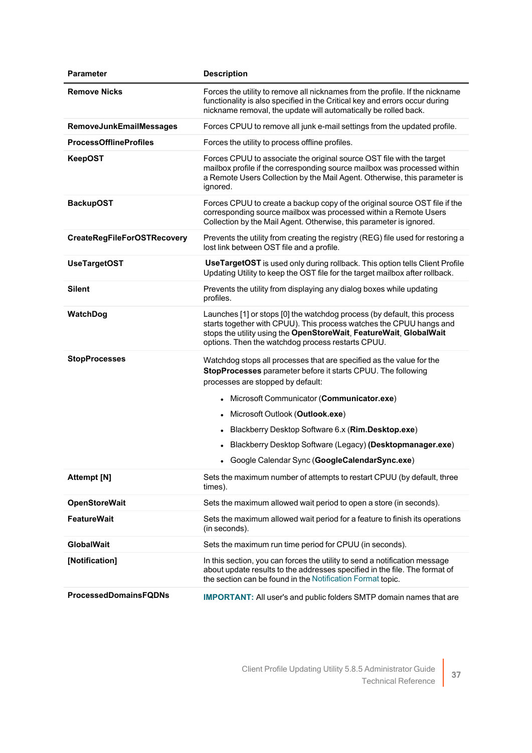| Parameter | Description |
|---|---|
| **Remove Nicks** | Forces the utility to remove all nicknames from the profile. If the nickname functionality is also specified in the Critical key and errors occur during nickname removal, the update will automatically be rolled back. |
| **RemoveJunkEmailMessages** | Forces CPUU to remove all junk e-mail settings from the updated profile. |
| **ProcessOfflineProfiles** | Forces the utility to process offline profiles. |
| **KeepOST** | Forces CPUU to associate the original source OST file with the target mailbox profile if the corresponding source mailbox was processed within a Remote Users Collection by the Mail Agent. Otherwise, this parameter is ignored. |
| **BackupOST** | Forces CPUU to create a backup copy of the original source OST file if the corresponding source mailbox was processed within a Remote Users Collection by the Mail Agent. Otherwise, this parameter is ignored. |
| **CreateRegFileForOSTRecovery** | Prevents the utility from creating the registry (REG) file used for restoring a lost link between OST file and a profile. |
| **UseTargetOST** | **UseTargetOST** is used only during rollback. This option tells Client Profile Updating Utility to keep the OST file for the target mailbox after rollback. |
| **Silent** | Prevents the utility from displaying any dialog boxes while updating profiles. |
| **WatchDog** | Launches [1] or stops [0] the watchdog process (by default, this process starts together with CPUU). This process watches the CPUU hangs and stops the utility using the **OpenStoreWait**, **FeatureWait**, **GlobalWait** options. Then the watchdog process restarts CPUU. |
| **StopProcesses** | Watchdog stops all processes that are specified as the value for the **StopProcesses** parameter before it starts CPUU. The following processes are stopped by default:<br>• Microsoft Communicator (**Communicator.exe**)<br>• Microsoft Outlook (**Outlook.exe**)<br>• Blackberry Desktop Software 6.x (**Rim.Desktop.exe**)<br>• Blackberry Desktop Software (Legacy) **(Desktopmanager.exe**)<br>• Google Calendar Sync (**GoogleCalendarSync.exe**) |
| **Attempt [N]** | Sets the maximum number of attempts to restart CPUU (by default, three times). |
| **OpenStoreWait** | Sets the maximum allowed wait period to open a store (in seconds). |
| **FeatureWait** | Sets the maximum allowed wait period for a feature to finish its operations (in seconds). |
| **GlobalWait** | Sets the maximum run time period for CPUU (in seconds). |
| **[Notification]** | In this section, you can forces the utility to send a notification message about update results to the addresses specified in the file. The format of the section can be found in the Notification Format topic. |
| **ProcessedDomainsFQDNs** | **IMPORTANT:** All user's and public folders SMTP domain names that are |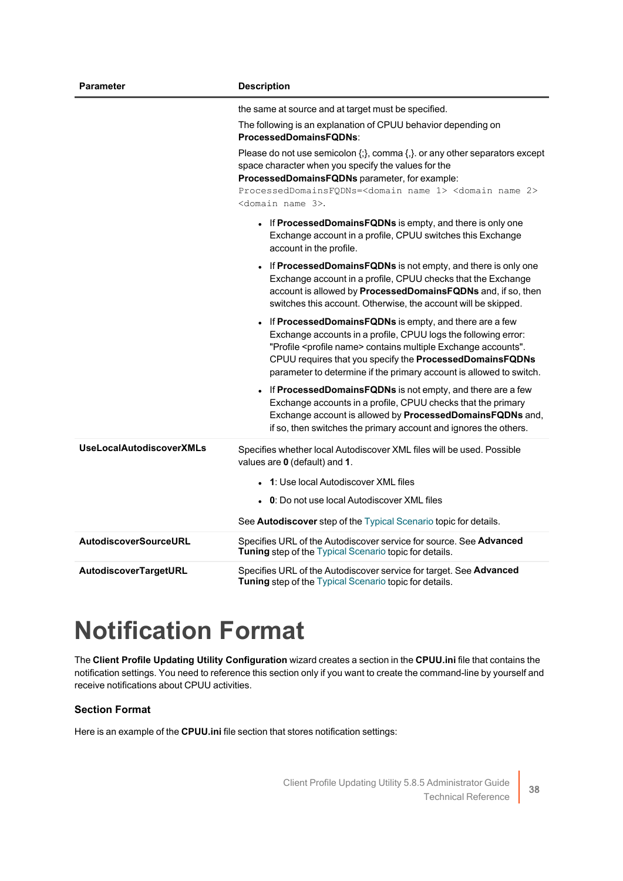| Parameter | Description |
|---|---|
| | the same at source and at target must be specified.<br><br>The following is an explanation of CPUU behavior depending on **ProcessedDomainsFQDNs**:<br><br>Please do not use semicolon {;}, comma {,}. or any other separators except space character when you specify the values for the **ProcessedDomainsFQDNs** parameter, for example: `ProcessedDomainsFQDNs=<domain name 1> <domain name 2> <domain name 3>`.<br><br>• If **ProcessedDomainsFQDNs** is empty, and there is only one Exchange account in a profile, CPUU switches this Exchange account in the profile.<br>• If **ProcessedDomainsFQDNs** is not empty, and there is only one Exchange account in a profile, CPUU checks that the Exchange account is allowed by **ProcessedDomainsFQDNs** and, if so, then switches this account. Otherwise, the account will be skipped.<br>• If **ProcessedDomainsFQDNs** is empty, and there are a few Exchange accounts in a profile, CPUU logs the following error: "Profile <profile name> contains multiple Exchange accounts". CPUU requires that you specify the **ProcessedDomainsFQDNs** parameter to determine if the primary account is allowed to switch.<br>• If **ProcessedDomainsFQDNs** is not empty, and there are a few Exchange accounts in a profile, CPUU checks that the primary Exchange account is allowed by **ProcessedDomainsFQDNs** and, if so, then switches the primary account and ignores the others. |
| **UseLocalAutodiscoverXMLs** | Specifies whether local Autodiscover XML files will be used. Possible values are **0** (default) and **1**.<br><br>• **1**: Use local Autodiscover XML files<br>• **0**: Do not use local Autodiscover XML files<br><br>See **Autodiscover** step of the Typical Scenario topic for details. |
| **AutodiscoverSourceURL** | Specifies URL of the Autodiscover service for source. See **Advanced Tuning** step of the Typical Scenario topic for details. |
| **AutodiscoverTargetURL** | Specifies URL of the Autodiscover service for target. See **Advanced Tuning** step of the Typical Scenario topic for details. |

# Notification Format

The **Client Profile Updating Utility Configuration** wizard creates a section in the **CPUU.ini** file that contains the notification settings. You need to reference this section only if you want to create the command-line by yourself and receive notifications about CPUU activities.

### Section Format

Here is an example of the **CPUU.ini** file section that stores notification settings: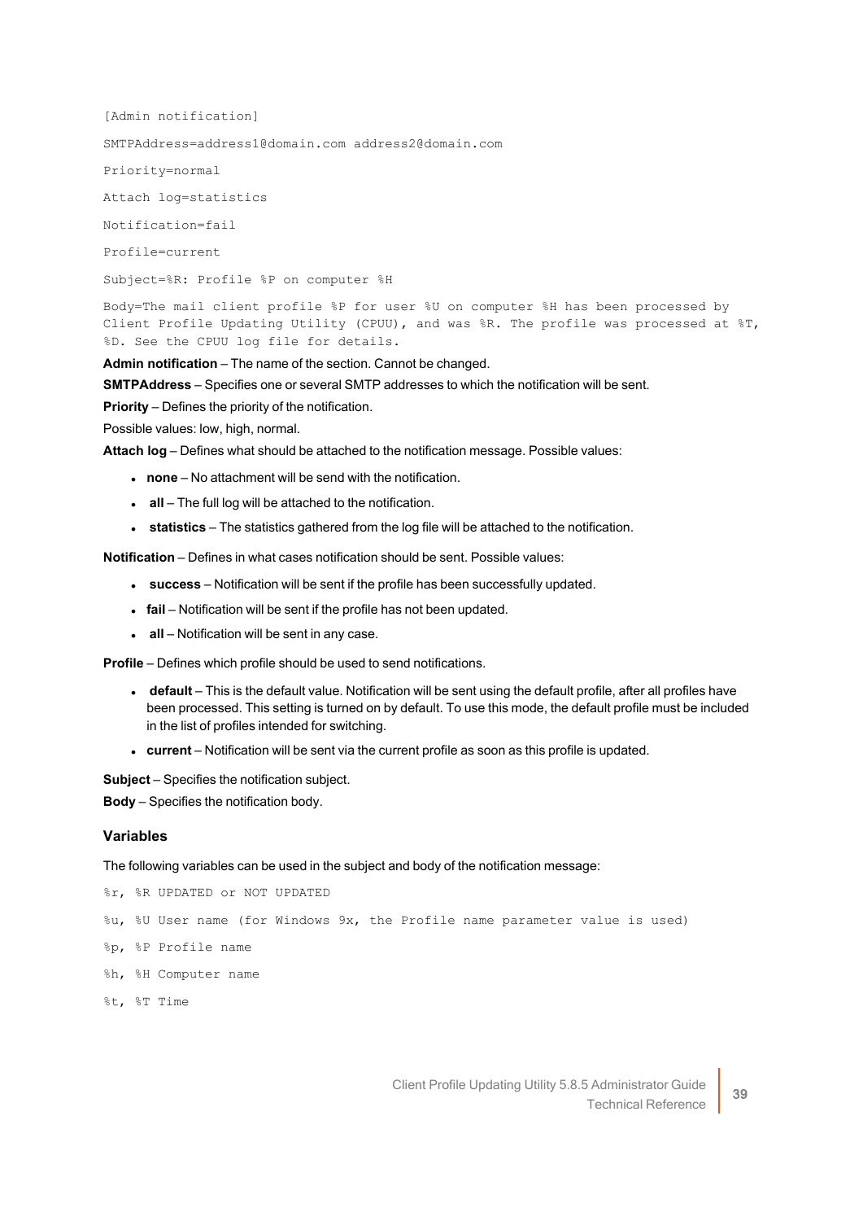```
[Admin notification]

SMTPAddress=address1@domain.com address2@domain.com

Priority=normal

Attach log=statistics

Notification=fail

Profile=current

Subject=%R: Profile %P on computer %H

Body=The mail client profile %P for user %U on computer %H has been processed by
Client Profile Updating Utility (CPUU), and was %R. The profile was processed at %T,
%D. See the CPUU log file for details.
```

**Admin notification** – The name of the section. Cannot be changed.

**SMTPAddress** – Specifies one or several SMTP addresses to which the notification will be sent.

**Priority** – Defines the priority of the notification.

Possible values: low, high, normal.

**Attach log** – Defines what should be attached to the notification message. Possible values:

- **none** – No attachment will be send with the notification.
- **all** – The full log will be attached to the notification.
- **statistics** – The statistics gathered from the log file will be attached to the notification.

**Notification** – Defines in what cases notification should be sent. Possible values:

- **success** – Notification will be sent if the profile has been successfully updated.
- **fail** – Notification will be sent if the profile has not been updated.
- **all** – Notification will be sent in any case.

**Profile** – Defines which profile should be used to send notifications.

- **default** – This is the default value. Notification will be sent using the default profile, after all profiles have been processed. This setting is turned on by default. To use this mode, the default profile must be included in the list of profiles intended for switching.
- **current** – Notification will be sent via the current profile as soon as this profile is updated.

**Subject** – Specifies the notification subject.

**Body** – Specifies the notification body.

### Variables

The following variables can be used in the subject and body of the notification message:

```
%r, %R UPDATED or NOT UPDATED

%u, %U User name (for Windows 9x, the Profile name parameter value is used)

%p, %P Profile name

%h, %H Computer name

%t, %T Time
```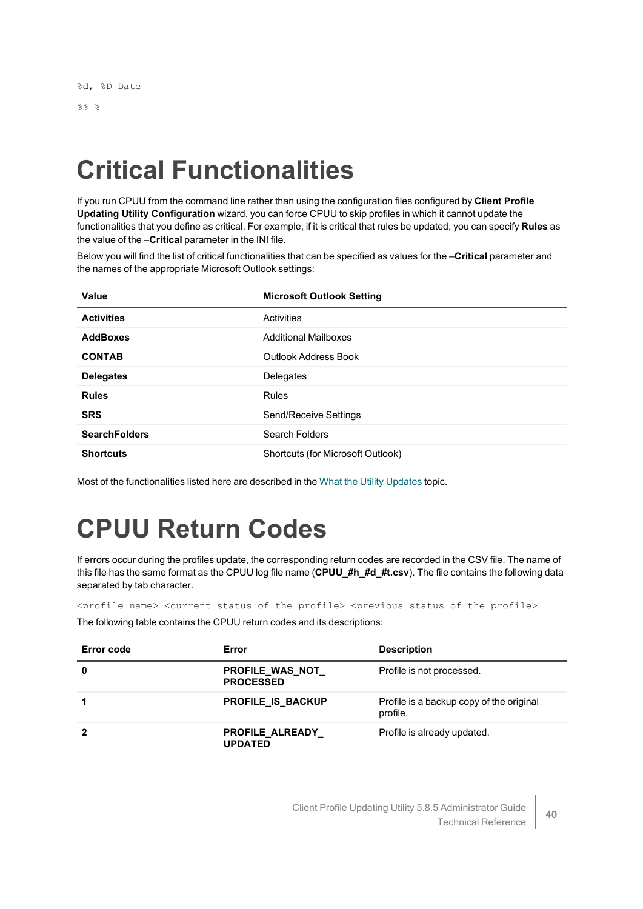```
%d, %D Date
%% %
```

# Critical Functionalities

If you run CPUU from the command line rather than using the configuration files configured by **Client Profile Updating Utility Configuration** wizard, you can force CPUU to skip profiles in which it cannot update the functionalities that you define as critical. For example, if it is critical that rules be updated, you can specify **Rules** as the value of the –**Critical** parameter in the INI file.

Below you will find the list of critical functionalities that can be specified as values for the –**Critical** parameter and the names of the appropriate Microsoft Outlook settings:

| Value | Microsoft Outlook Setting |
|---|---|
| **Activities** | Activities |
| **AddBoxes** | Additional Mailboxes |
| **CONTAB** | Outlook Address Book |
| **Delegates** | Delegates |
| **Rules** | Rules |
| **SRS** | Send/Receive Settings |
| **SearchFolders** | Search Folders |
| **Shortcuts** | Shortcuts (for Microsoft Outlook) |

Most of the functionalities listed here are described in the What the Utility Updates topic.

# CPUU Return Codes

If errors occur during the profiles update, the corresponding return codes are recorded in the CSV file. The name of this file has the same format as the CPUU log file name (**CPUU_#h_#d_#t.csv**). The file contains the following data separated by tab character.

```
<profile name> <current status of the profile> <previous status of the profile>
```

The following table contains the CPUU return codes and its descriptions:

| Error code | Error | Description |
|---|---|---|
| **0** | **PROFILE_WAS_NOT_PROCESSED** | Profile is not processed. |
| **1** | **PROFILE_IS_BACKUP** | Profile is a backup copy of the original profile. |
| **2** | **PROFILE_ALREADY_UPDATED** | Profile is already updated. |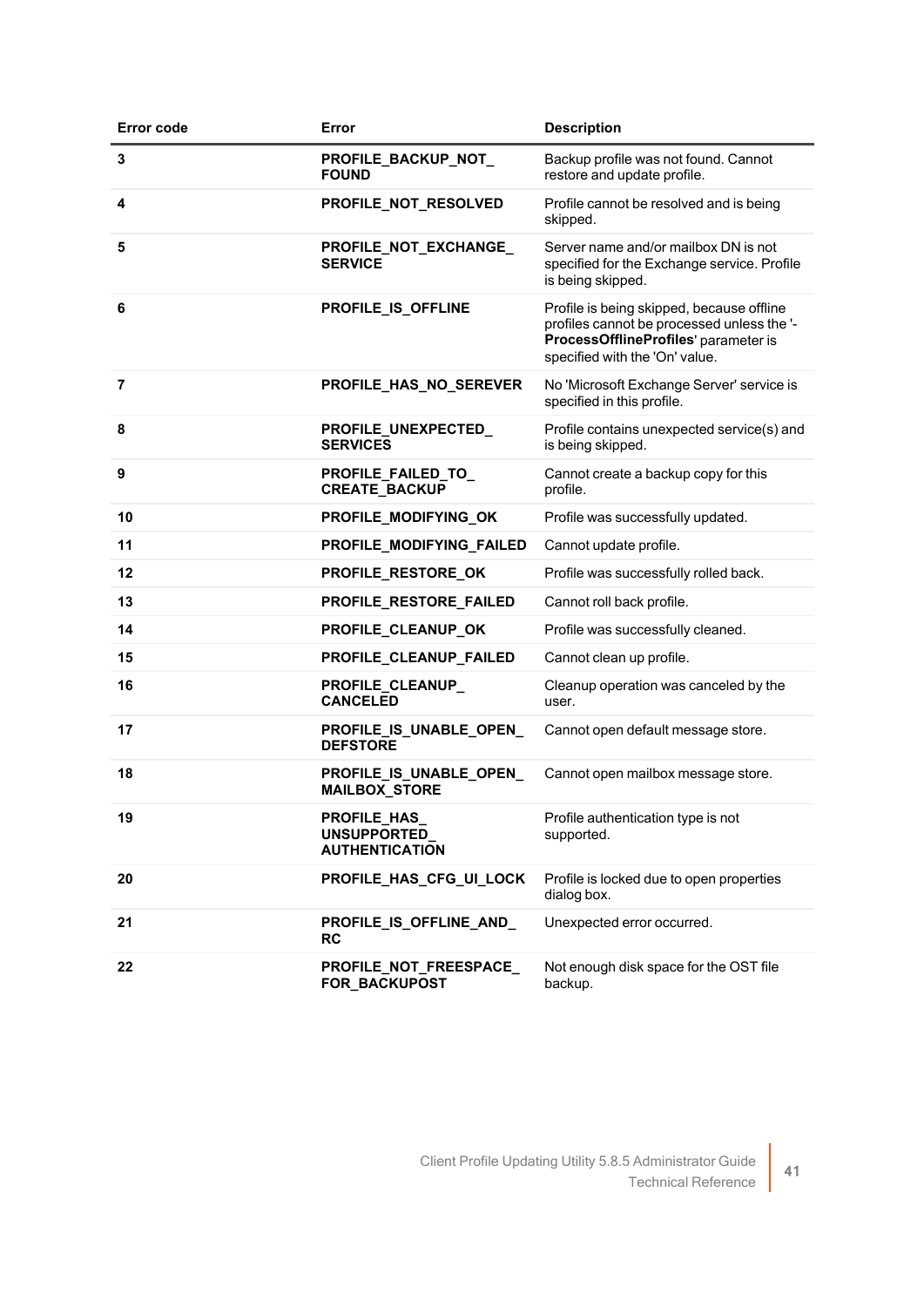| Error code | Error | Description |
| --- | --- | --- |
| **3** | **PROFILE_BACKUP_NOT_FOUND** | Backup profile was not found. Cannot restore and update profile. |
| **4** | **PROFILE_NOT_RESOLVED** | Profile cannot be resolved and is being skipped. |
| **5** | **PROFILE_NOT_EXCHANGE_SERVICE** | Server name and/or mailbox DN is not specified for the Exchange service. Profile is being skipped. |
| **6** | **PROFILE_IS_OFFLINE** | Profile is being skipped, because offline profiles cannot be processed unless the '-**ProcessOfflineProfiles**' parameter is specified with the 'On' value. |
| **7** | **PROFILE_HAS_NO_SEREVER** | No 'Microsoft Exchange Server' service is specified in this profile. |
| **8** | **PROFILE_UNEXPECTED_SERVICES** | Profile contains unexpected service(s) and is being skipped. |
| **9** | **PROFILE_FAILED_TO_CREATE_BACKUP** | Cannot create a backup copy for this profile. |
| **10** | **PROFILE_MODIFYING_OK** | Profile was successfully updated. |
| **11** | **PROFILE_MODIFYING_FAILED** | Cannot update profile. |
| **12** | **PROFILE_RESTORE_OK** | Profile was successfully rolled back. |
| **13** | **PROFILE_RESTORE_FAILED** | Cannot roll back profile. |
| **14** | **PROFILE_CLEANUP_OK** | Profile was successfully cleaned. |
| **15** | **PROFILE_CLEANUP_FAILED** | Cannot clean up profile. |
| **16** | **PROFILE_CLEANUP_CANCELED** | Cleanup operation was canceled by the user. |
| **17** | **PROFILE_IS_UNABLE_OPEN_DEFSTORE** | Cannot open default message store. |
| **18** | **PROFILE_IS_UNABLE_OPEN_MAILBOX_STORE** | Cannot open mailbox message store. |
| **19** | **PROFILE_HAS_UNSUPPORTED_AUTHENTICATION** | Profile authentication type is not supported. |
| **20** | **PROFILE_HAS_CFG_UI_LOCK** | Profile is locked due to open properties dialog box. |
| **21** | **PROFILE_IS_OFFLINE_AND_RC** | Unexpected error occurred. |
| **22** | **PROFILE_NOT_FREESPACE_FOR_BACKUPOST** | Not enough disk space for the OST file backup. |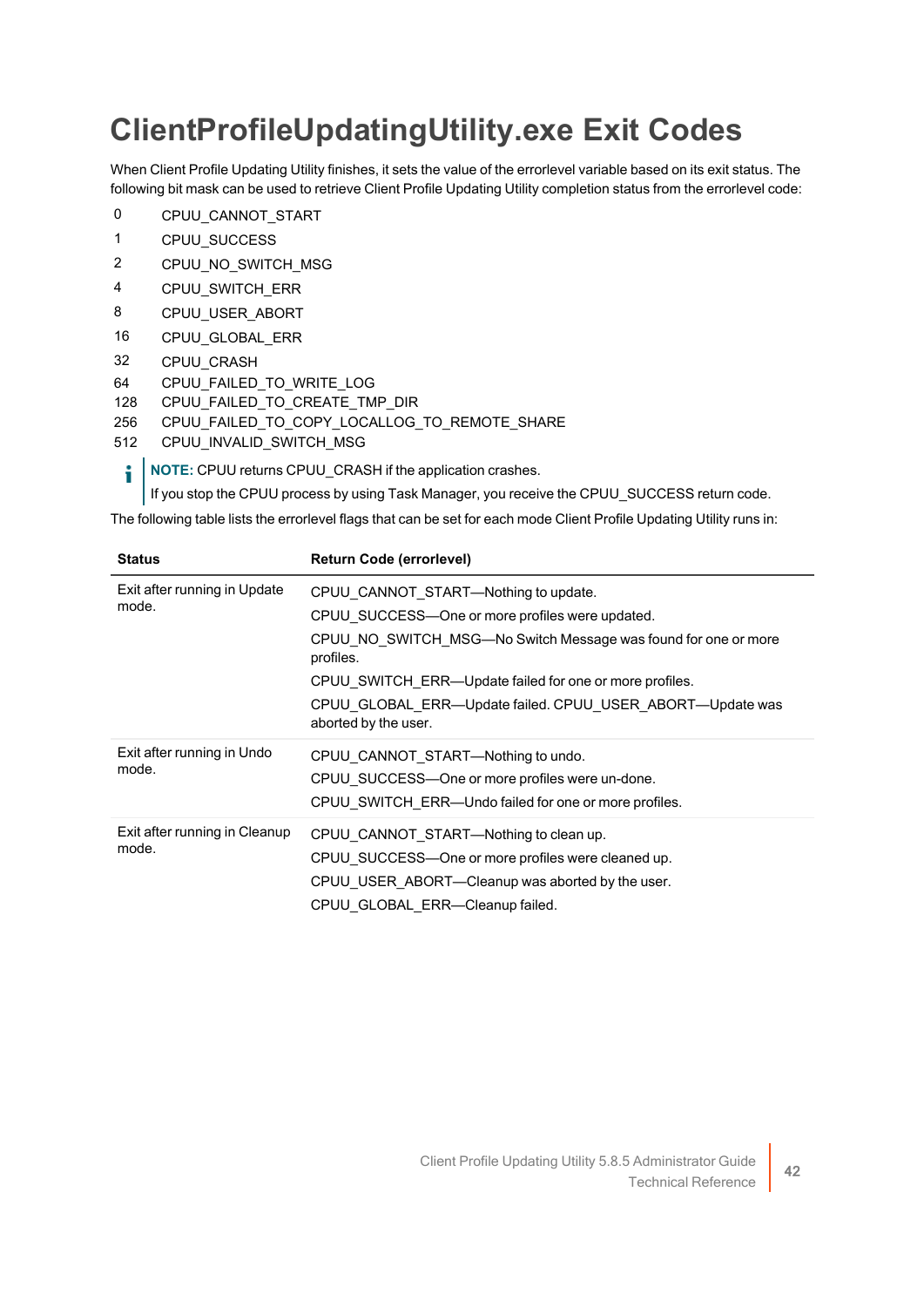# ClientProfileUpdatingUtility.exe Exit Codes

When Client Profile Updating Utility finishes, it sets the value of the errorlevel variable based on its exit status. The following bit mask can be used to retrieve Client Profile Updating Utility completion status from the errorlevel code:

| | |
|---|---|
| 0 | CPUU_CANNOT_START |
| 1 | CPUU_SUCCESS |
| 2 | CPUU_NO_SWITCH_MSG |
| 4 | CPUU_SWITCH_ERR |
| 8 | CPUU_USER_ABORT |
| 16 | CPUU_GLOBAL_ERR |
| 32 | CPUU_CRASH |
| 64 | CPUU_FAILED_TO_WRITE_LOG |
| 128 | CPUU_FAILED_TO_CREATE_TMP_DIR |
| 256 | CPUU_FAILED_TO_COPY_LOCALLOG_TO_REMOTE_SHARE |
| 512 | CPUU_INVALID_SWITCH_MSG |

> **NOTE:** CPUU returns CPUU_CRASH if the application crashes.
>
> If you stop the CPUU process by using Task Manager, you receive the CPUU_SUCCESS return code.

The following table lists the errorlevel flags that can be set for each mode Client Profile Updating Utility runs in:

| Status | Return Code (errorlevel) |
|---|---|
| Exit after running in Update mode. | CPUU_CANNOT_START—Nothing to update.<br>CPUU_SUCCESS—One or more profiles were updated.<br>CPUU_NO_SWITCH_MSG—No Switch Message was found for one or more profiles.<br>CPUU_SWITCH_ERR—Update failed for one or more profiles.<br>CPUU_GLOBAL_ERR—Update failed. CPUU_USER_ABORT—Update was aborted by the user. |
| Exit after running in Undo mode. | CPUU_CANNOT_START—Nothing to undo.<br>CPUU_SUCCESS—One or more profiles were un-done.<br>CPUU_SWITCH_ERR—Undo failed for one or more profiles. |
| Exit after running in Cleanup mode. | CPUU_CANNOT_START—Nothing to clean up.<br>CPUU_SUCCESS—One or more profiles were cleaned up.<br>CPUU_USER_ABORT—Cleanup was aborted by the user.<br>CPUU_GLOBAL_ERR—Cleanup failed. |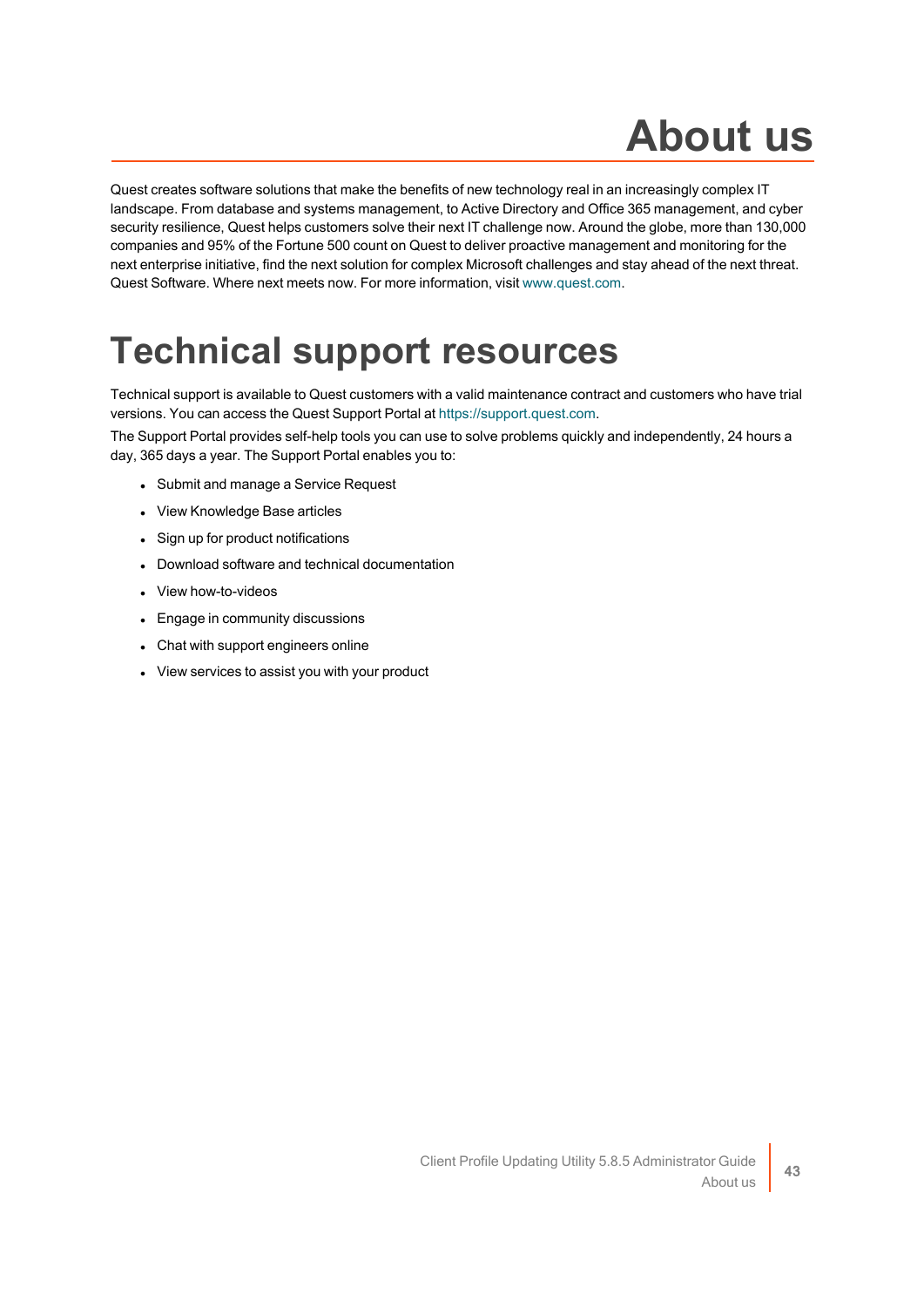# About us

Quest creates software solutions that make the benefits of new technology real in an increasingly complex IT landscape. From database and systems management, to Active Directory and Office 365 management, and cyber security resilience, Quest helps customers solve their next IT challenge now. Around the globe, more than 130,000 companies and 95% of the Fortune 500 count on Quest to deliver proactive management and monitoring for the next enterprise initiative, find the next solution for complex Microsoft challenges and stay ahead of the next threat. Quest Software. Where next meets now. For more information, visit www.quest.com.

# Technical support resources

Technical support is available to Quest customers with a valid maintenance contract and customers who have trial versions. You can access the Quest Support Portal at https://support.quest.com.

The Support Portal provides self-help tools you can use to solve problems quickly and independently, 24 hours a day, 365 days a year. The Support Portal enables you to:

- Submit and manage a Service Request
- View Knowledge Base articles
- Sign up for product notifications
- Download software and technical documentation
- View how-to-videos
- Engage in community discussions
- Chat with support engineers online
- View services to assist you with your product